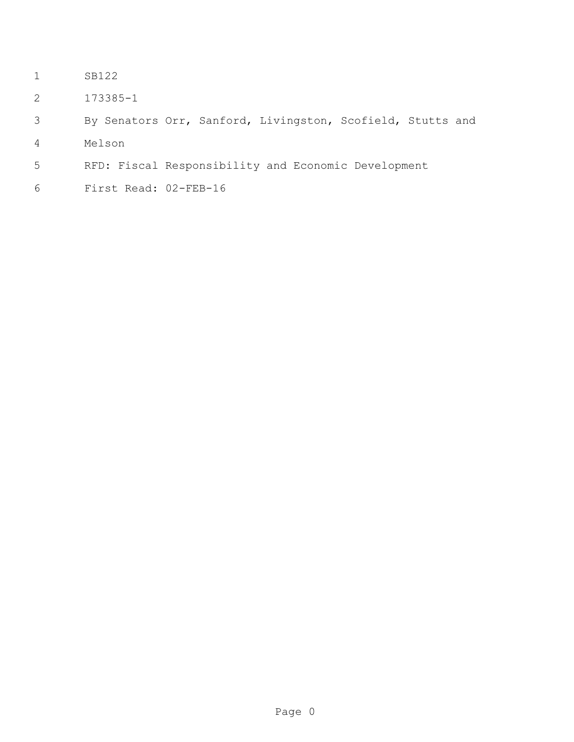SB122

173385-1

By Senators Orr, Sanford, Livingston, Scofield, Stutts and Melson

RFD: Fiscal Responsibility and Economic Development

First Read: 02-FEB-16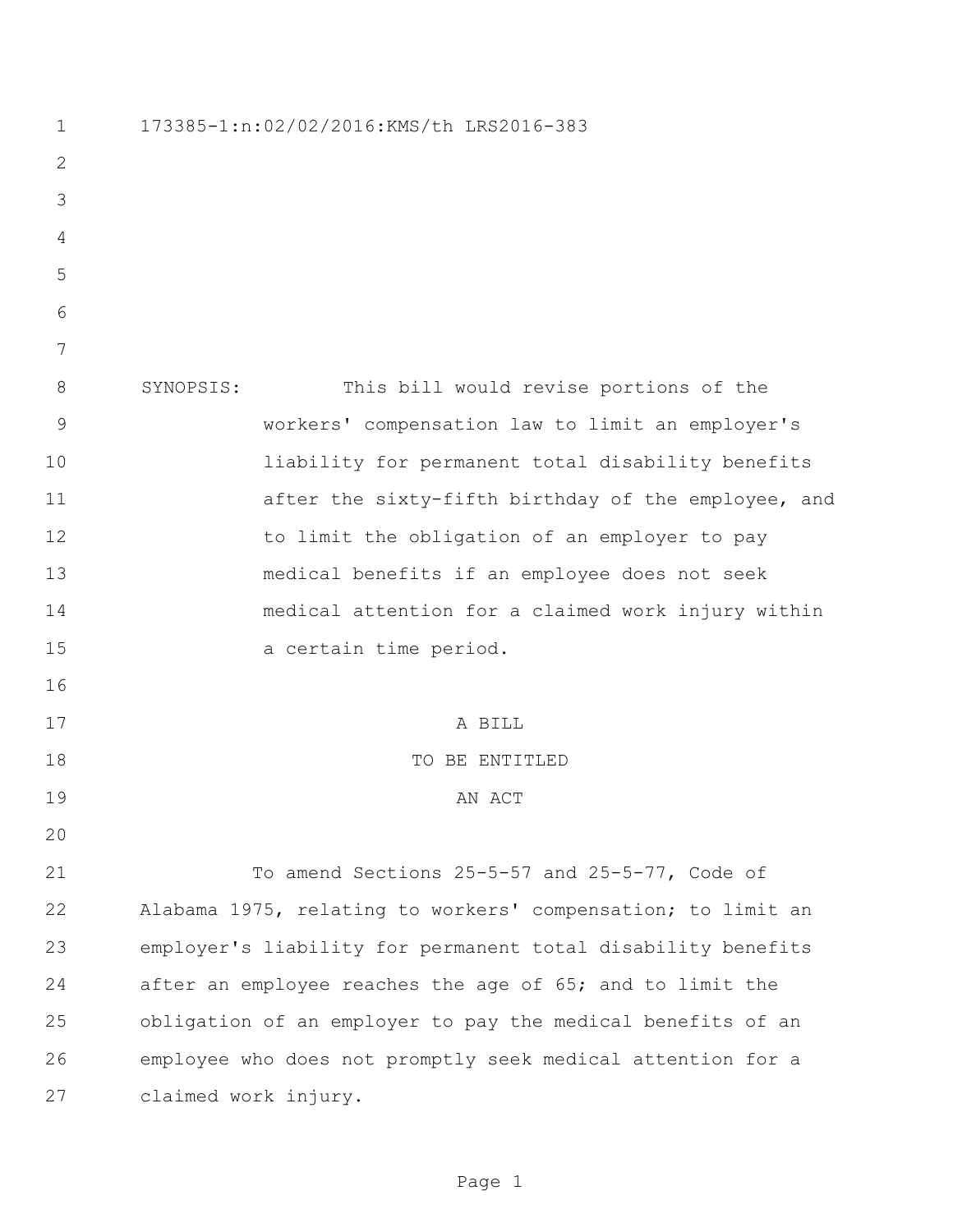173385-1:n:02/02/2016:KMS/th LRS2016-383

SYNOPSIS: This bill would revise portions of the workers' compensation law to limit an employer's liability for permanent total disability benefits after the sixty-fifth birthday of the employee, and to limit the obligation of an employer to pay medical benefits if an employee does not seek medical attention for a claimed work injury within a certain time period.

A BILL

TO BE ENTITLED

AN ACT

To amend Sections 25-5-57 and 25-5-77, Code of Alabama 1975, relating to workers' compensation; to limit an employer's liability for permanent total disability benefits after an employee reaches the age of 65; and to limit the obligation of an employer to pay the medical benefits of an employee who does not promptly seek medical attention for a claimed work injury.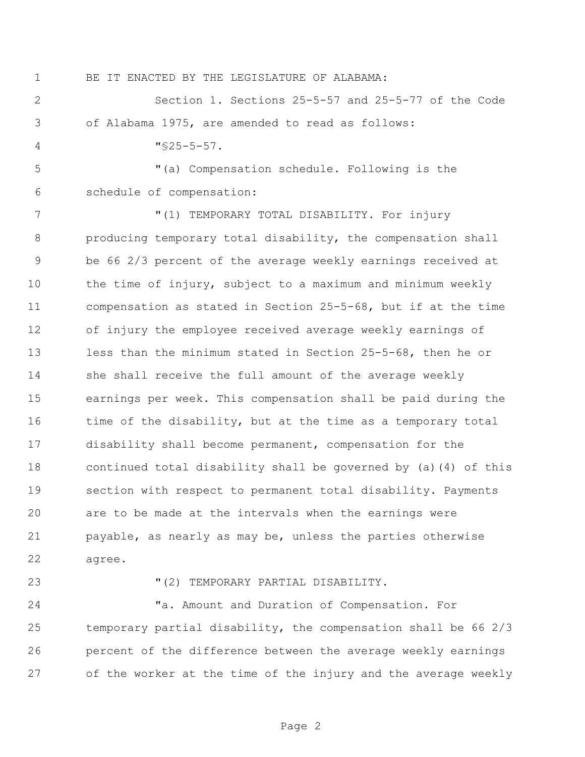BE IT ENACTED BY THE LEGISLATURE OF ALABAMA:

Section 1. Sections 25-5-57 and 25-5-77 of the Code of Alabama 1975, are amended to read as follows:

"§25-5-57.

"(a) Compensation schedule. Following is the schedule of compensation:

"(1) TEMPORARY TOTAL DISABILITY. For injury producing temporary total disability, the compensation shall be 66 2/3 percent of the average weekly earnings received at the time of injury, subject to a maximum and minimum weekly compensation as stated in Section 25-5-68, but if at the time of injury the employee received average weekly earnings of less than the minimum stated in Section 25-5-68, then he or she shall receive the full amount of the average weekly earnings per week. This compensation shall be paid during the time of the disability, but at the time as a temporary total disability shall become permanent, compensation for the continued total disability shall be governed by (a)(4) of this section with respect to permanent total disability. Payments are to be made at the intervals when the earnings were payable, as nearly as may be, unless the parties otherwise agree.

"(2) TEMPORARY PARTIAL DISABILITY.

"a. Amount and Duration of Compensation. For temporary partial disability, the compensation shall be 66 2/3 percent of the difference between the average weekly earnings of the worker at the time of the injury and the average weekly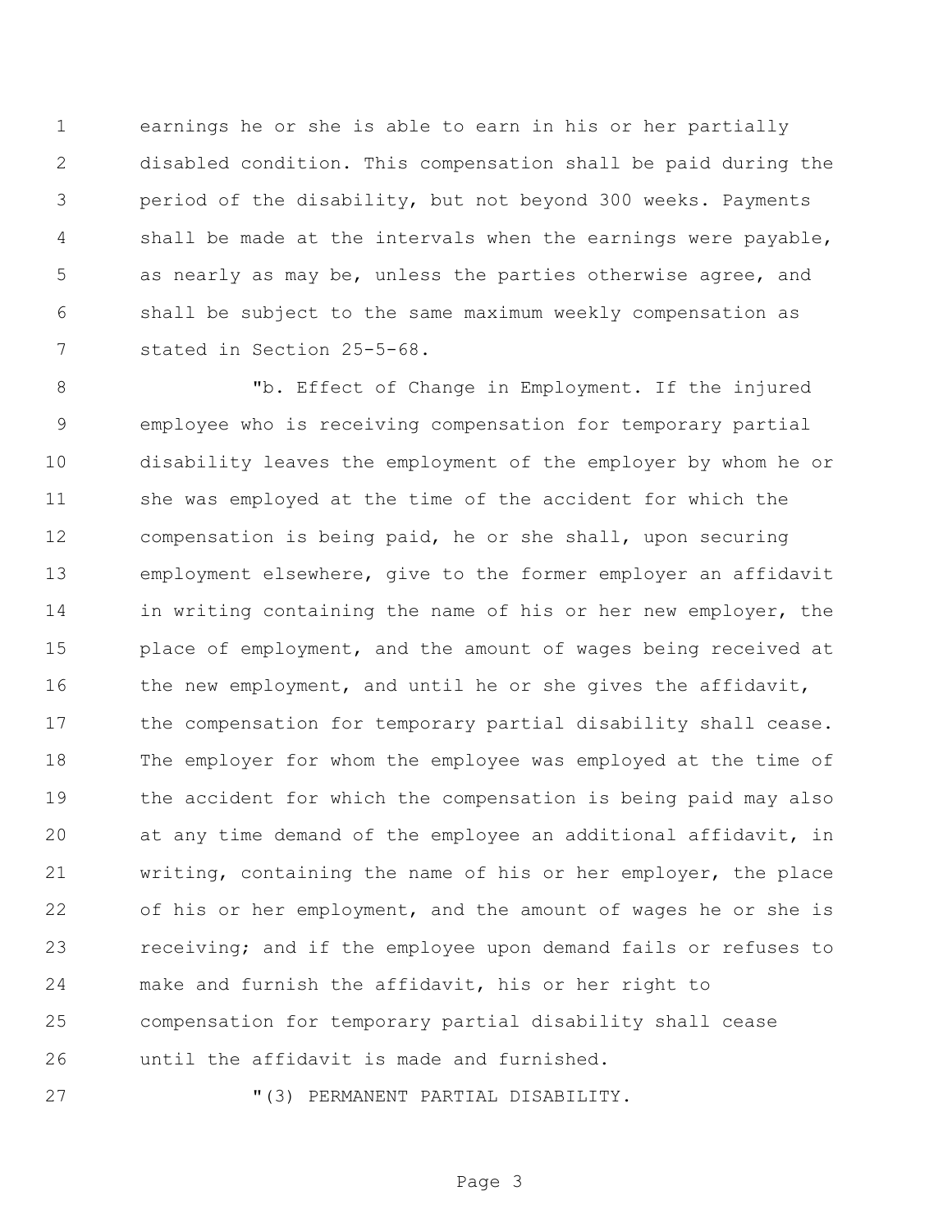earnings he or she is able to earn in his or her partially disabled condition. This compensation shall be paid during the period of the disability, but not beyond 300 weeks. Payments shall be made at the intervals when the earnings were payable, as nearly as may be, unless the parties otherwise agree, and shall be subject to the same maximum weekly compensation as stated in Section 25-5-68.

"b. Effect of Change in Employment. If the injured employee who is receiving compensation for temporary partial disability leaves the employment of the employer by whom he or she was employed at the time of the accident for which the compensation is being paid, he or she shall, upon securing employment elsewhere, give to the former employer an affidavit in writing containing the name of his or her new employer, the place of employment, and the amount of wages being received at the new employment, and until he or she gives the affidavit, the compensation for temporary partial disability shall cease. The employer for whom the employee was employed at the time of the accident for which the compensation is being paid may also at any time demand of the employee an additional affidavit, in writing, containing the name of his or her employer, the place of his or her employment, and the amount of wages he or she is receiving; and if the employee upon demand fails or refuses to make and furnish the affidavit, his or her right to compensation for temporary partial disability shall cease until the affidavit is made and furnished.

"(3) PERMANENT PARTIAL DISABILITY.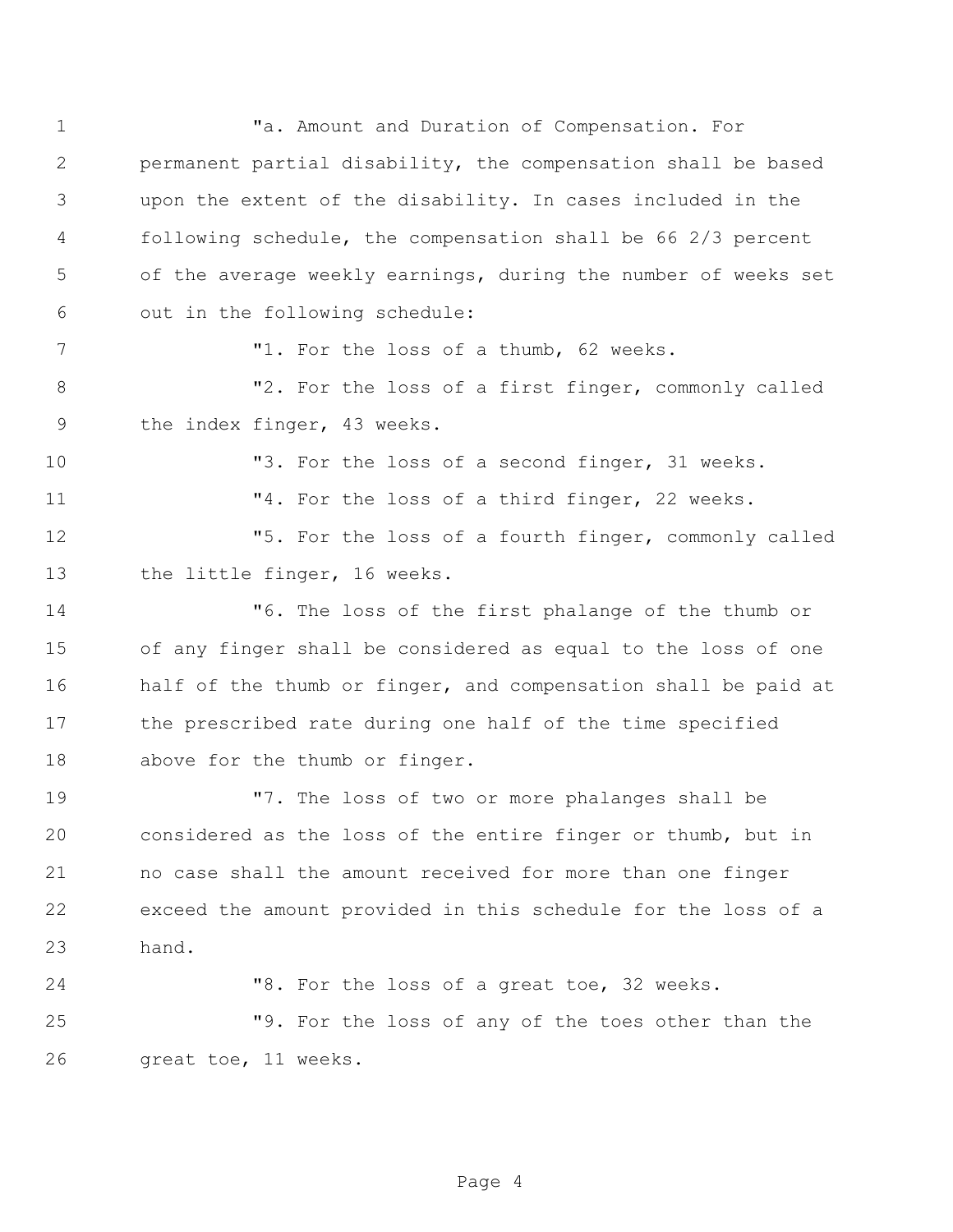"a. Amount and Duration of Compensation. For permanent partial disability, the compensation shall be based upon the extent of the disability. In cases included in the following schedule, the compensation shall be 66 2/3 percent of the average weekly earnings, during the number of weeks set out in the following schedule:

"1. For the loss of a thumb, 62 weeks.

"2. For the loss of a first finger, commonly called the index finger, 43 weeks.

"3. For the loss of a second finger, 31 weeks.

"4. For the loss of a third finger, 22 weeks.

"5. For the loss of a fourth finger, commonly called the little finger, 16 weeks.

"6. The loss of the first phalange of the thumb or of any finger shall be considered as equal to the loss of one half of the thumb or finger, and compensation shall be paid at the prescribed rate during one half of the time specified above for the thumb or finger.

"7. The loss of two or more phalanges shall be considered as the loss of the entire finger or thumb, but in no case shall the amount received for more than one finger exceed the amount provided in this schedule for the loss of a hand.

"8. For the loss of a great toe, 32 weeks.

"9. For the loss of any of the toes other than the great toe, 11 weeks.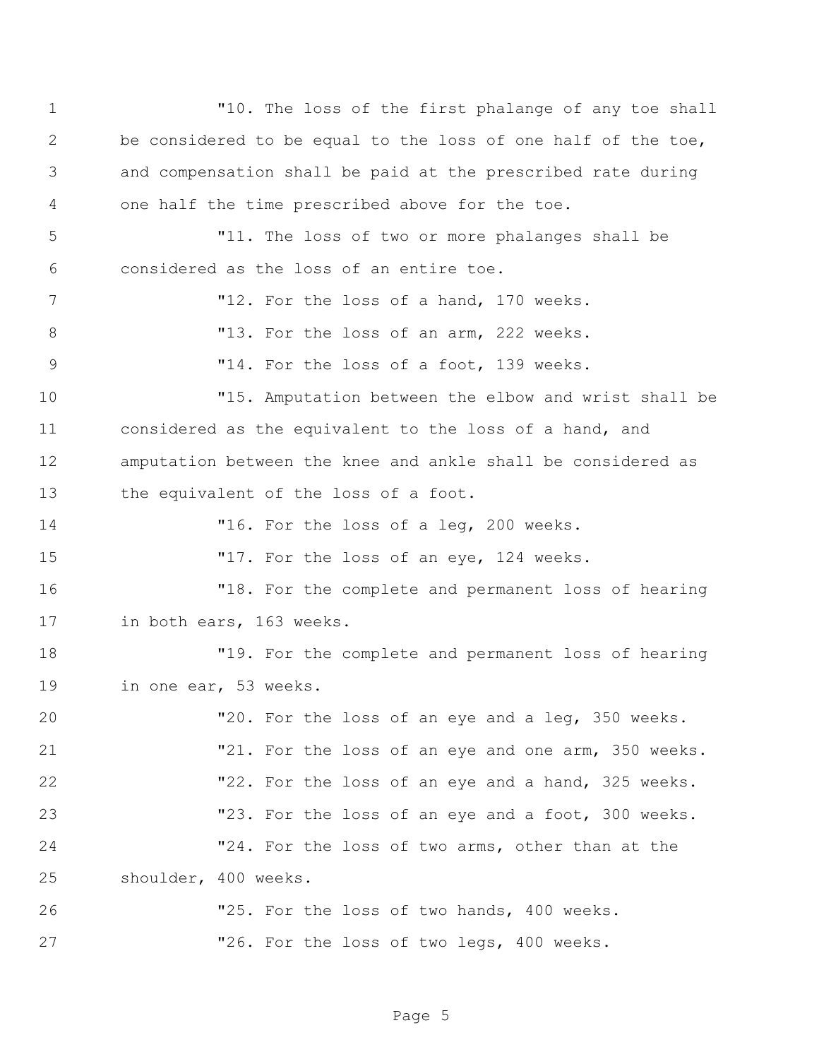"10. The loss of the first phalange of any toe shall be considered to be equal to the loss of one half of the toe, and compensation shall be paid at the prescribed rate during one half the time prescribed above for the toe.

"11. The loss of two or more phalanges shall be considered as the loss of an entire toe.

"12. For the loss of a hand, 170 weeks.

"13. For the loss of an arm, 222 weeks.

"14. For the loss of a foot, 139 weeks.

"15. Amputation between the elbow and wrist shall be considered as the equivalent to the loss of a hand, and amputation between the knee and ankle shall be considered as the equivalent of the loss of a foot.

"16. For the loss of a leg, 200 weeks.

"17. For the loss of an eye, 124 weeks.

"18. For the complete and permanent loss of hearing in both ears, 163 weeks.

"19. For the complete and permanent loss of hearing in one ear, 53 weeks.

"20. For the loss of an eye and a leg, 350 weeks.

"21. For the loss of an eye and one arm, 350 weeks.

"22. For the loss of an eye and a hand, 325 weeks.

"23. For the loss of an eye and a foot, 300 weeks.

"24. For the loss of two arms, other than at the shoulder, 400 weeks.

"25. For the loss of two hands, 400 weeks.

"26. For the loss of two legs, 400 weeks.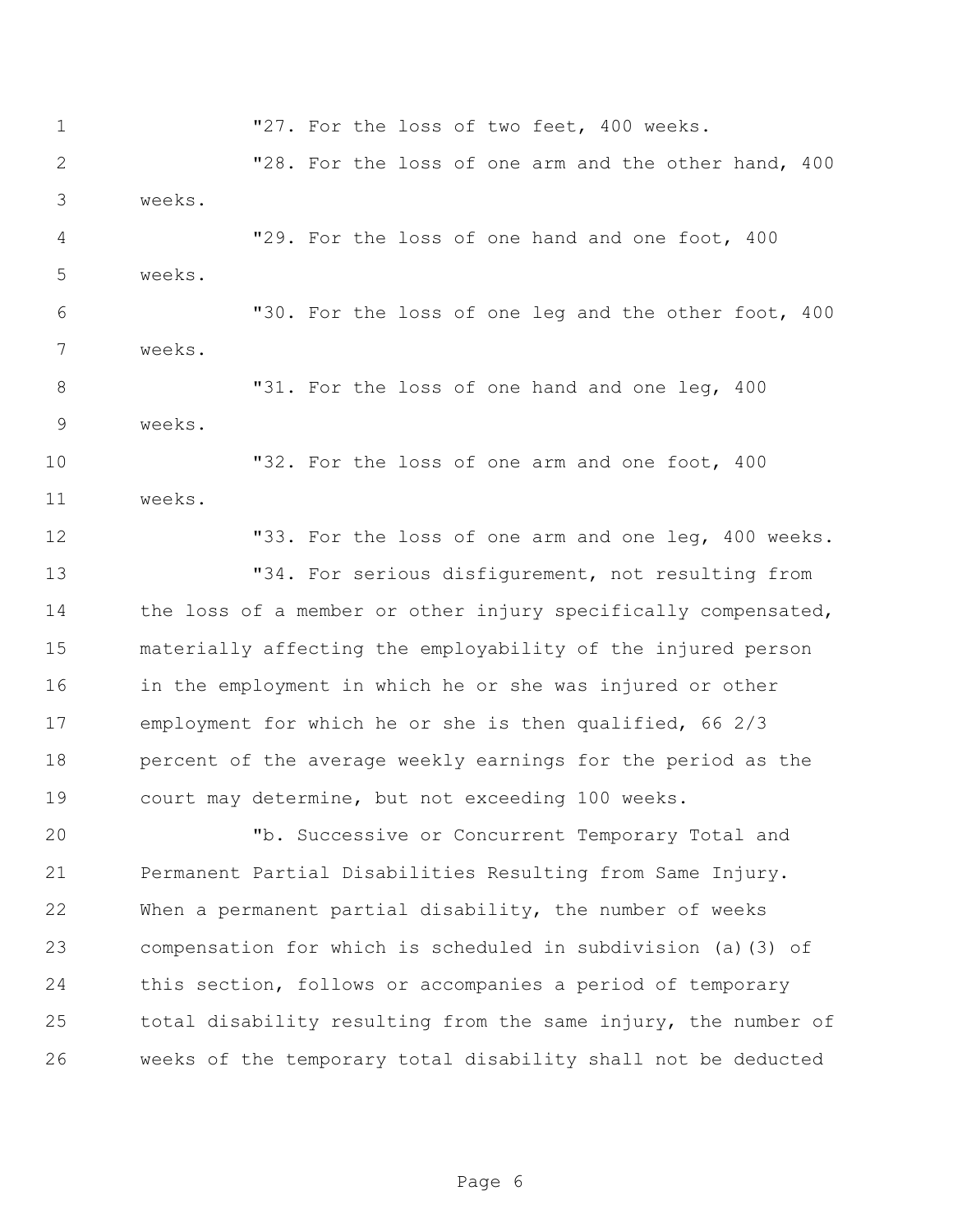"27. For the loss of two feet, 400 weeks.

"28. For the loss of one arm and the other hand, 400 weeks.

"29. For the loss of one hand and one foot, 400 weeks.

"30. For the loss of one leg and the other foot, 400 weeks.

"31. For the loss of one hand and one leg, 400 weeks.

"32. For the loss of one arm and one foot, 400 weeks.

"33. For the loss of one arm and one leg, 400 weeks.

"34. For serious disfigurement, not resulting from the loss of a member or other injury specifically compensated, materially affecting the employability of the injured person in the employment in which he or she was injured or other employment for which he or she is then qualified, 66 2/3 percent of the average weekly earnings for the period as the court may determine, but not exceeding 100 weeks.

"b. Successive or Concurrent Temporary Total and Permanent Partial Disabilities Resulting from Same Injury. When a permanent partial disability, the number of weeks compensation for which is scheduled in subdivision (a)(3) of this section, follows or accompanies a period of temporary total disability resulting from the same injury, the number of weeks of the temporary total disability shall not be deducted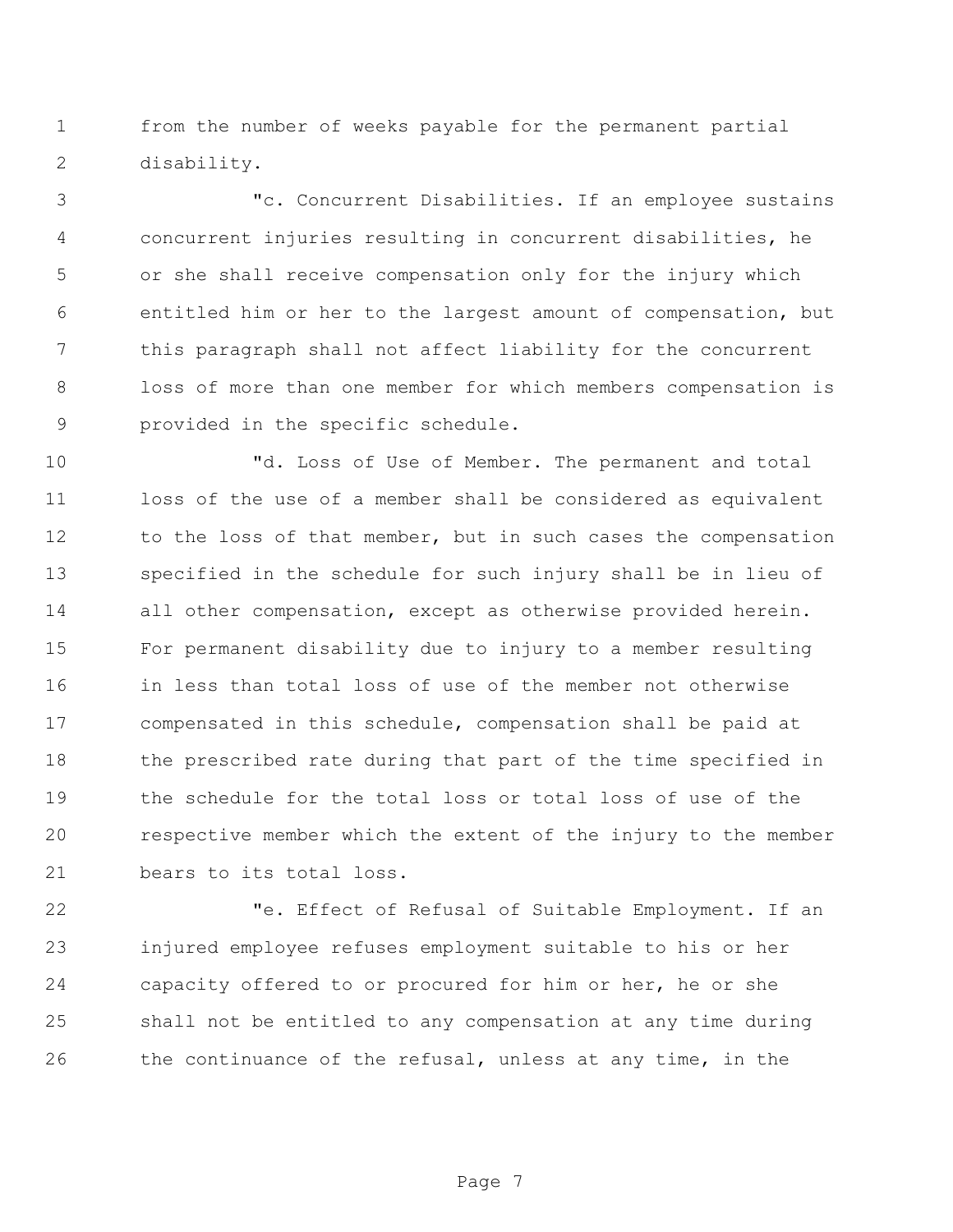from the number of weeks payable for the permanent partial disability.

"c. Concurrent Disabilities. If an employee sustains concurrent injuries resulting in concurrent disabilities, he or she shall receive compensation only for the injury which entitled him or her to the largest amount of compensation, but this paragraph shall not affect liability for the concurrent loss of more than one member for which members compensation is provided in the specific schedule.

"d. Loss of Use of Member. The permanent and total loss of the use of a member shall be considered as equivalent to the loss of that member, but in such cases the compensation specified in the schedule for such injury shall be in lieu of all other compensation, except as otherwise provided herein. For permanent disability due to injury to a member resulting in less than total loss of use of the member not otherwise compensated in this schedule, compensation shall be paid at the prescribed rate during that part of the time specified in the schedule for the total loss or total loss of use of the respective member which the extent of the injury to the member bears to its total loss.

"e. Effect of Refusal of Suitable Employment. If an injured employee refuses employment suitable to his or her capacity offered to or procured for him or her, he or she shall not be entitled to any compensation at any time during the continuance of the refusal, unless at any time, in the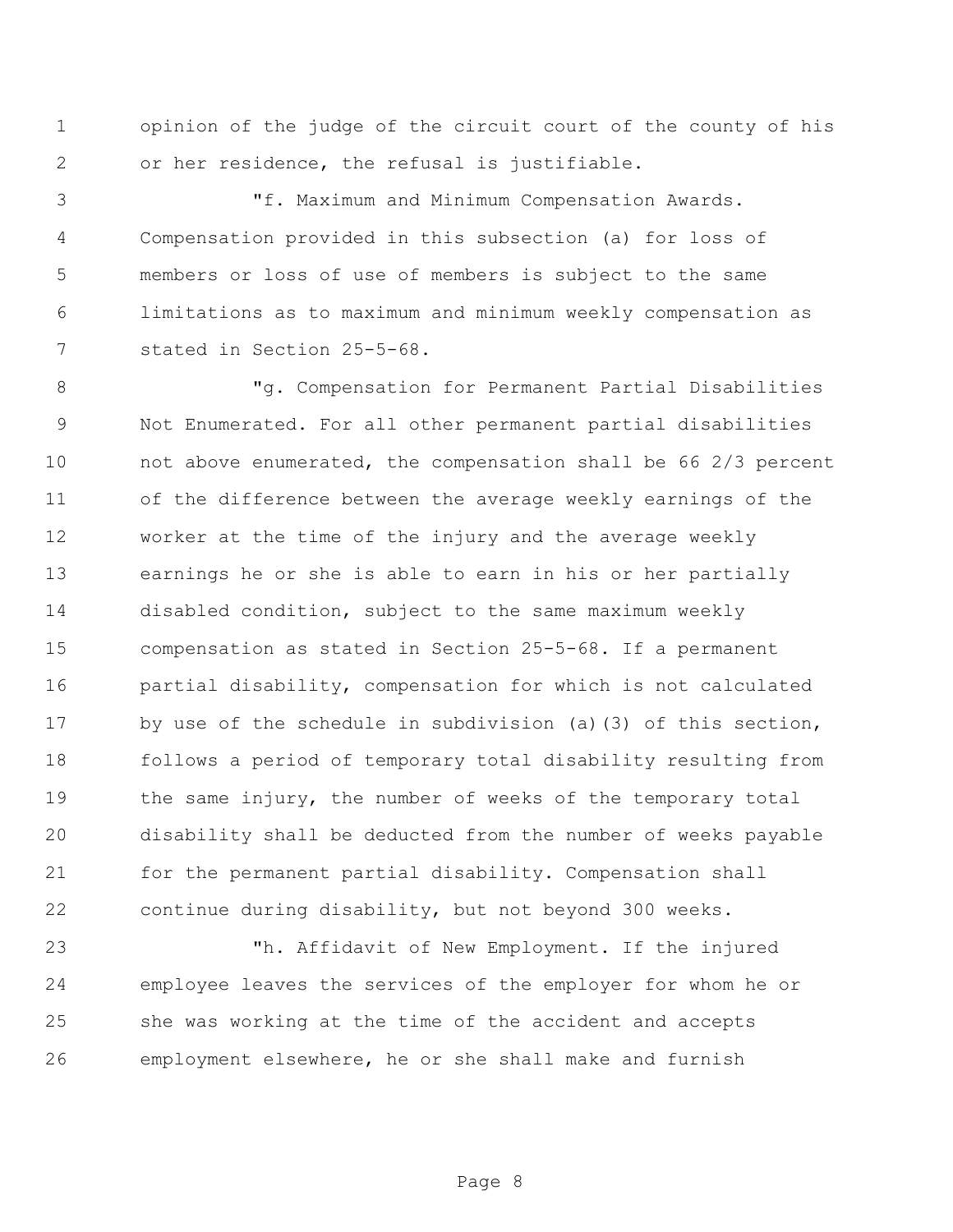opinion of the judge of the circuit court of the county of his or her residence, the refusal is justifiable.

"f. Maximum and Minimum Compensation Awards. Compensation provided in this subsection (a) for loss of members or loss of use of members is subject to the same limitations as to maximum and minimum weekly compensation as stated in Section 25-5-68.

"g. Compensation for Permanent Partial Disabilities Not Enumerated. For all other permanent partial disabilities not above enumerated, the compensation shall be 66 2/3 percent of the difference between the average weekly earnings of the worker at the time of the injury and the average weekly earnings he or she is able to earn in his or her partially disabled condition, subject to the same maximum weekly compensation as stated in Section 25-5-68. If a permanent partial disability, compensation for which is not calculated by use of the schedule in subdivision (a)(3) of this section, follows a period of temporary total disability resulting from the same injury, the number of weeks of the temporary total disability shall be deducted from the number of weeks payable for the permanent partial disability. Compensation shall continue during disability, but not beyond 300 weeks.

"h. Affidavit of New Employment. If the injured employee leaves the services of the employer for whom he or she was working at the time of the accident and accepts employment elsewhere, he or she shall make and furnish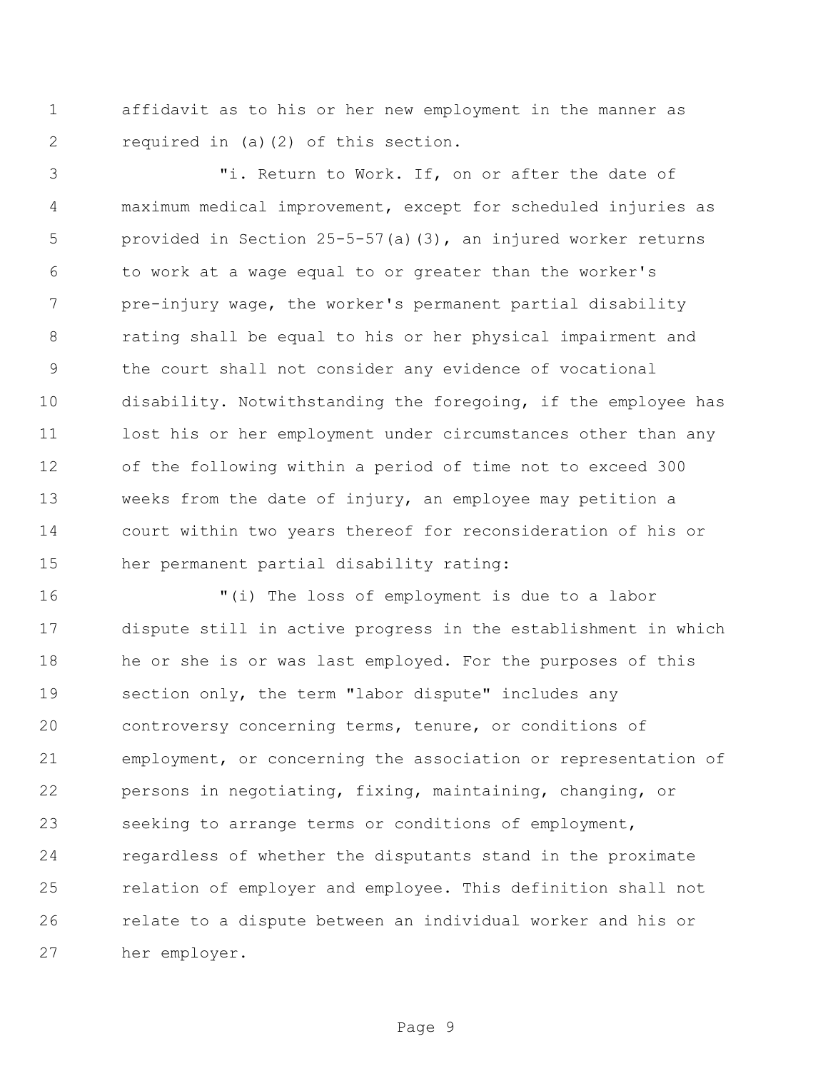affidavit as to his or her new employment in the manner as required in (a)(2) of this section.

"i. Return to Work. If, on or after the date of maximum medical improvement, except for scheduled injuries as provided in Section 25-5-57(a)(3), an injured worker returns to work at a wage equal to or greater than the worker's pre-injury wage, the worker's permanent partial disability rating shall be equal to his or her physical impairment and the court shall not consider any evidence of vocational disability. Notwithstanding the foregoing, if the employee has lost his or her employment under circumstances other than any of the following within a period of time not to exceed 300 weeks from the date of injury, an employee may petition a court within two years thereof for reconsideration of his or her permanent partial disability rating:

"(i) The loss of employment is due to a labor dispute still in active progress in the establishment in which he or she is or was last employed. For the purposes of this section only, the term "labor dispute" includes any controversy concerning terms, tenure, or conditions of employment, or concerning the association or representation of persons in negotiating, fixing, maintaining, changing, or seeking to arrange terms or conditions of employment, regardless of whether the disputants stand in the proximate relation of employer and employee. This definition shall not relate to a dispute between an individual worker and his or her employer.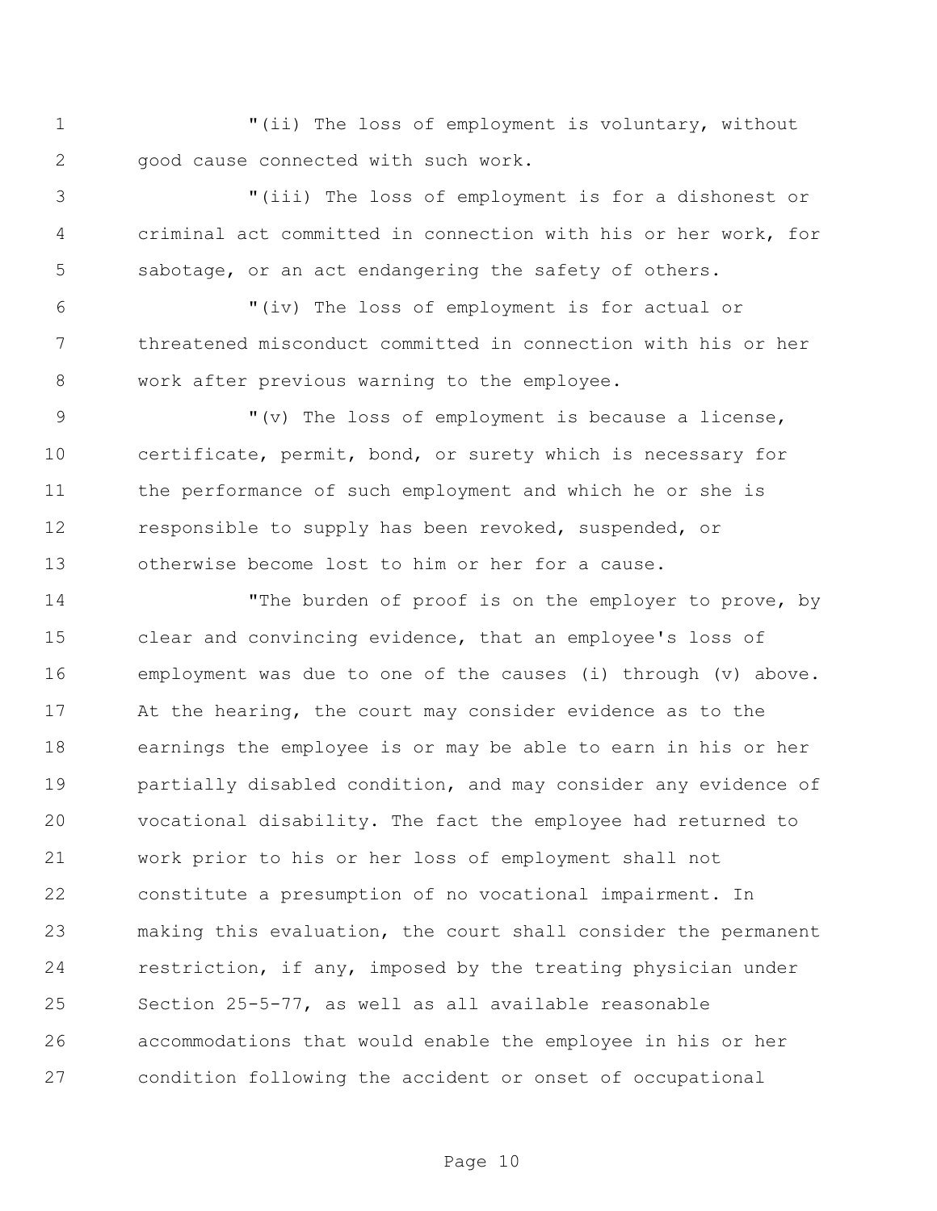"(ii) The loss of employment is voluntary, without good cause connected with such work.

"(iii) The loss of employment is for a dishonest or criminal act committed in connection with his or her work, for sabotage, or an act endangering the safety of others.

"(iv) The loss of employment is for actual or threatened misconduct committed in connection with his or her work after previous warning to the employee.

"(v) The loss of employment is because a license, certificate, permit, bond, or surety which is necessary for the performance of such employment and which he or she is responsible to supply has been revoked, suspended, or otherwise become lost to him or her for a cause.

"The burden of proof is on the employer to prove, by clear and convincing evidence, that an employee's loss of employment was due to one of the causes (i) through (v) above. At the hearing, the court may consider evidence as to the earnings the employee is or may be able to earn in his or her partially disabled condition, and may consider any evidence of vocational disability. The fact the employee had returned to work prior to his or her loss of employment shall not constitute a presumption of no vocational impairment. In making this evaluation, the court shall consider the permanent restriction, if any, imposed by the treating physician under Section 25-5-77, as well as all available reasonable accommodations that would enable the employee in his or her condition following the accident or onset of occupational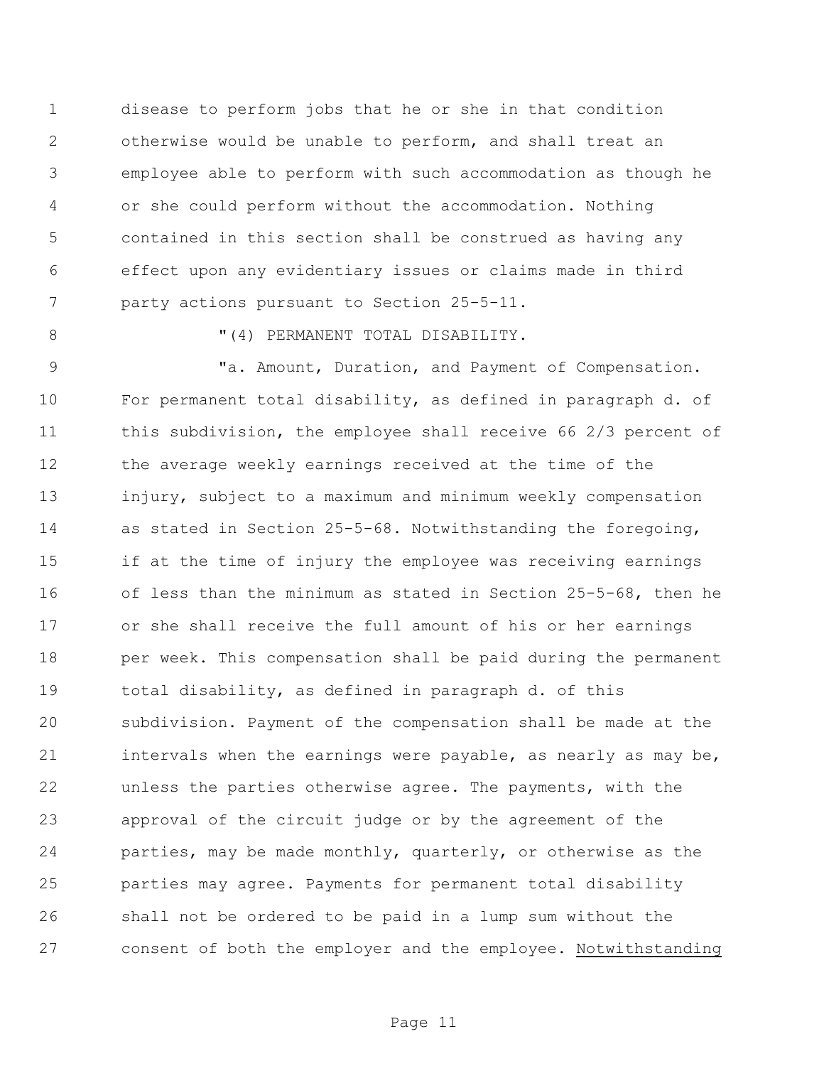disease to perform jobs that he or she in that condition otherwise would be unable to perform, and shall treat an employee able to perform with such accommodation as though he or she could perform without the accommodation. Nothing contained in this section shall be construed as having any effect upon any evidentiary issues or claims made in third party actions pursuant to Section 25-5-11.

"(4) PERMANENT TOTAL DISABILITY.

"a. Amount, Duration, and Payment of Compensation. For permanent total disability, as defined in paragraph d. of this subdivision, the employee shall receive 66 2/3 percent of the average weekly earnings received at the time of the injury, subject to a maximum and minimum weekly compensation as stated in Section 25-5-68. Notwithstanding the foregoing, if at the time of injury the employee was receiving earnings of less than the minimum as stated in Section 25-5-68, then he or she shall receive the full amount of his or her earnings per week. This compensation shall be paid during the permanent total disability, as defined in paragraph d. of this subdivision. Payment of the compensation shall be made at the intervals when the earnings were payable, as nearly as may be, unless the parties otherwise agree. The payments, with the approval of the circuit judge or by the agreement of the parties, may be made monthly, quarterly, or otherwise as the parties may agree. Payments for permanent total disability shall not be ordered to be paid in a lump sum without the consent of both the employer and the employee. Notwithstanding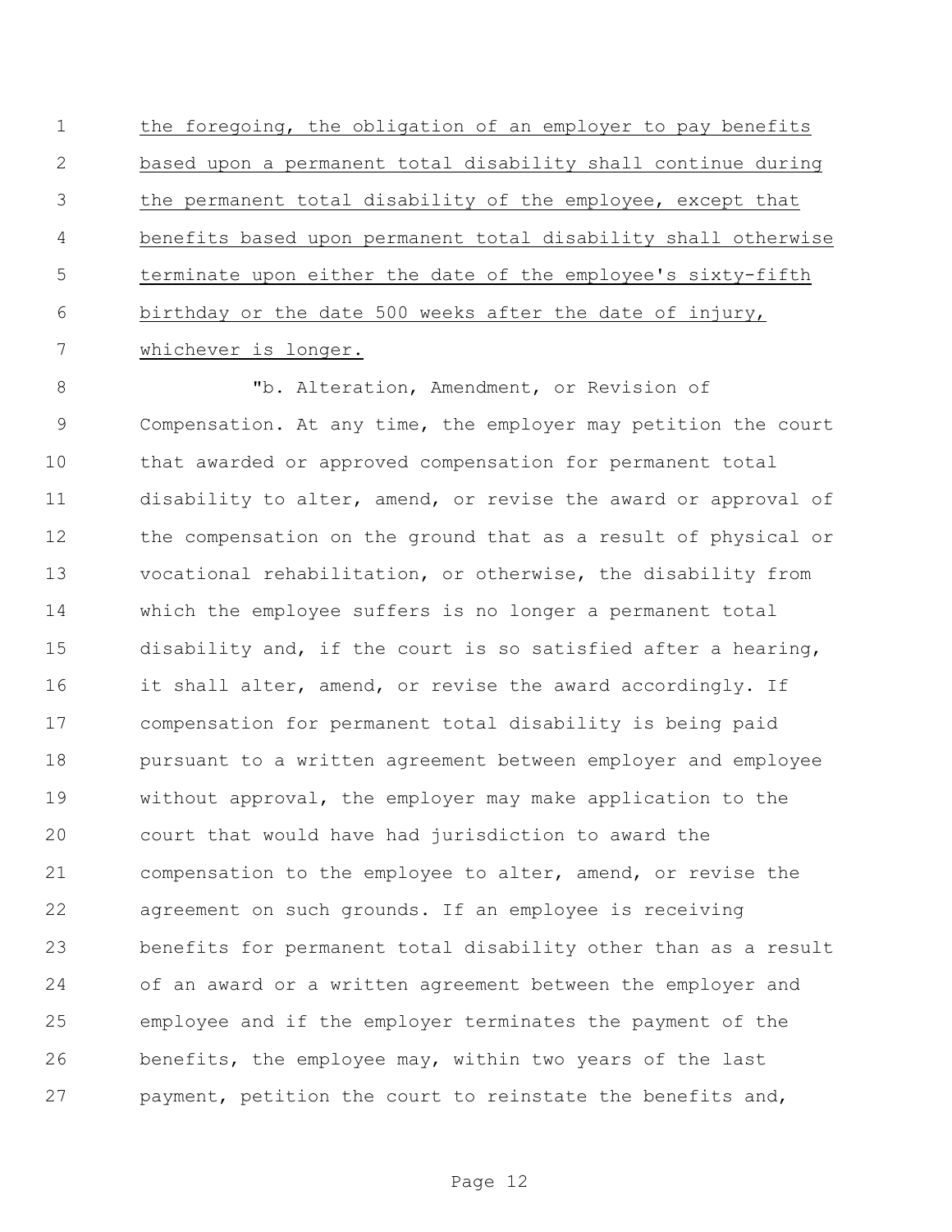the foregoing, the obligation of an employer to pay benefits based upon a permanent total disability shall continue during the permanent total disability of the employee, except that benefits based upon permanent total disability shall otherwise terminate upon either the date of the employee's sixty-fifth birthday or the date 500 weeks after the date of injury, whichever is longer.

"b. Alteration, Amendment, or Revision of Compensation. At any time, the employer may petition the court that awarded or approved compensation for permanent total disability to alter, amend, or revise the award or approval of the compensation on the ground that as a result of physical or vocational rehabilitation, or otherwise, the disability from which the employee suffers is no longer a permanent total disability and, if the court is so satisfied after a hearing, it shall alter, amend, or revise the award accordingly. If compensation for permanent total disability is being paid pursuant to a written agreement between employer and employee without approval, the employer may make application to the court that would have had jurisdiction to award the compensation to the employee to alter, amend, or revise the agreement on such grounds. If an employee is receiving benefits for permanent total disability other than as a result of an award or a written agreement between the employer and employee and if the employer terminates the payment of the benefits, the employee may, within two years of the last payment, petition the court to reinstate the benefits and,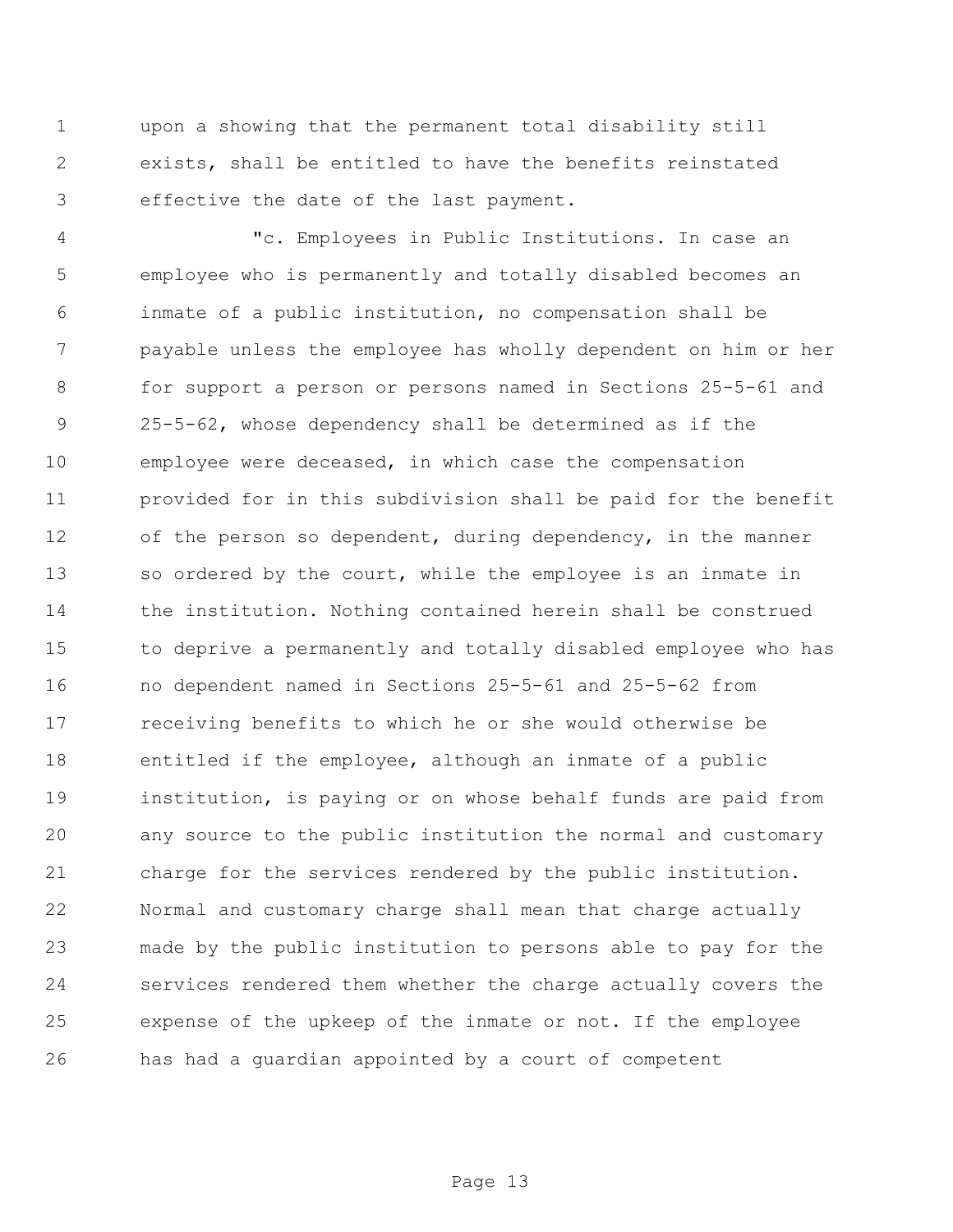upon a showing that the permanent total disability still exists, shall be entitled to have the benefits reinstated effective the date of the last payment.

"c. Employees in Public Institutions. In case an employee who is permanently and totally disabled becomes an inmate of a public institution, no compensation shall be payable unless the employee has wholly dependent on him or her for support a person or persons named in Sections 25-5-61 and 25-5-62, whose dependency shall be determined as if the employee were deceased, in which case the compensation provided for in this subdivision shall be paid for the benefit of the person so dependent, during dependency, in the manner so ordered by the court, while the employee is an inmate in the institution. Nothing contained herein shall be construed to deprive a permanently and totally disabled employee who has no dependent named in Sections 25-5-61 and 25-5-62 from receiving benefits to which he or she would otherwise be entitled if the employee, although an inmate of a public institution, is paying or on whose behalf funds are paid from any source to the public institution the normal and customary charge for the services rendered by the public institution. Normal and customary charge shall mean that charge actually made by the public institution to persons able to pay for the services rendered them whether the charge actually covers the expense of the upkeep of the inmate or not. If the employee has had a guardian appointed by a court of competent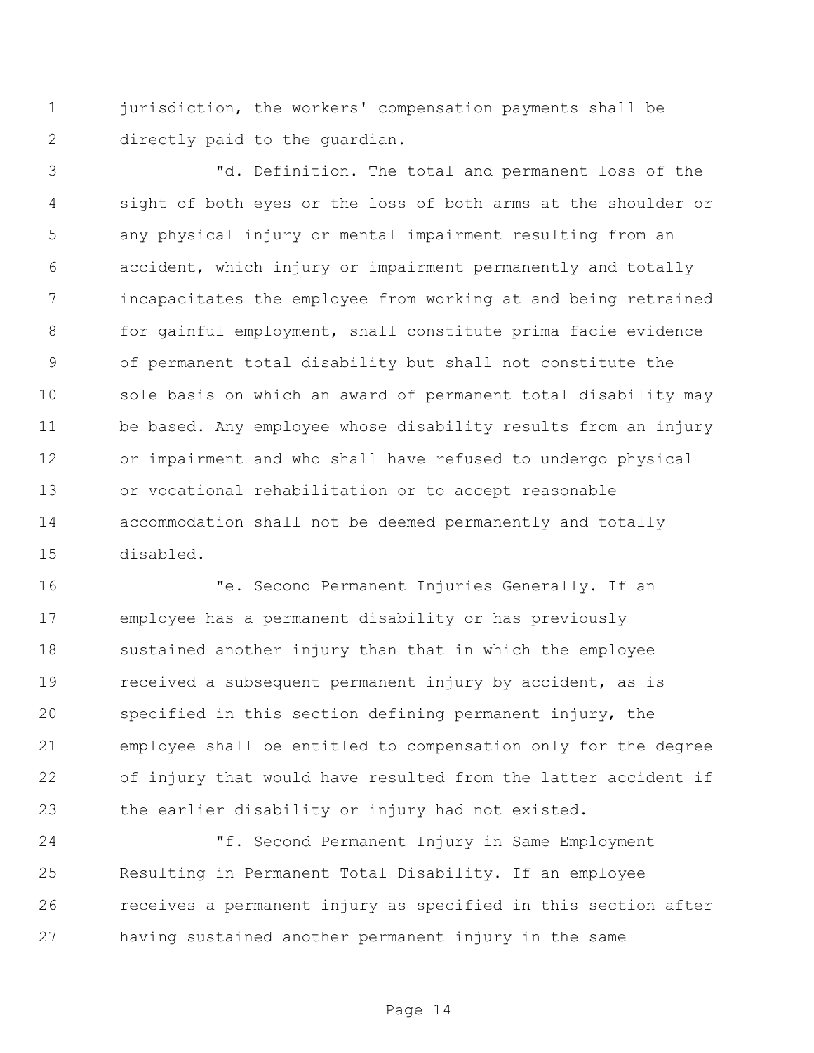jurisdiction, the workers' compensation payments shall be directly paid to the guardian.

"d. Definition. The total and permanent loss of the sight of both eyes or the loss of both arms at the shoulder or any physical injury or mental impairment resulting from an accident, which injury or impairment permanently and totally incapacitates the employee from working at and being retrained for gainful employment, shall constitute prima facie evidence of permanent total disability but shall not constitute the sole basis on which an award of permanent total disability may be based. Any employee whose disability results from an injury or impairment and who shall have refused to undergo physical or vocational rehabilitation or to accept reasonable accommodation shall not be deemed permanently and totally disabled.

"e. Second Permanent Injuries Generally. If an employee has a permanent disability or has previously sustained another injury than that in which the employee received a subsequent permanent injury by accident, as is specified in this section defining permanent injury, the employee shall be entitled to compensation only for the degree of injury that would have resulted from the latter accident if the earlier disability or injury had not existed.

"f. Second Permanent Injury in Same Employment Resulting in Permanent Total Disability. If an employee receives a permanent injury as specified in this section after having sustained another permanent injury in the same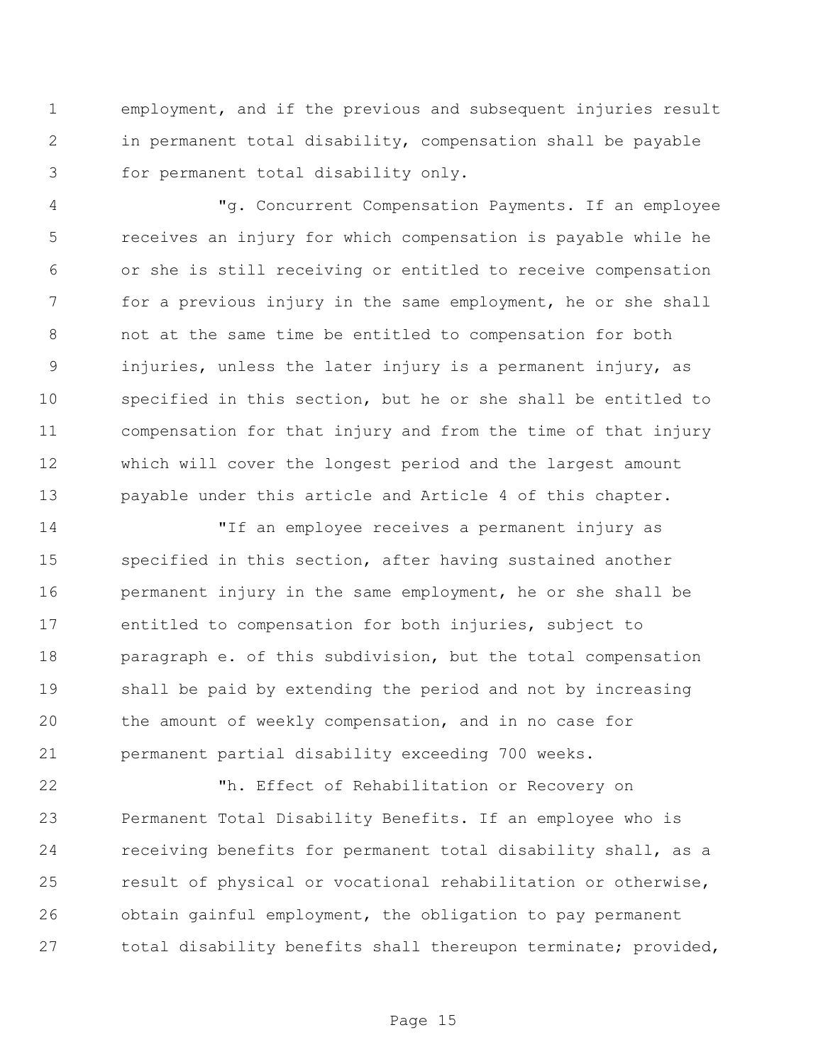employment, and if the previous and subsequent injuries result in permanent total disability, compensation shall be payable for permanent total disability only.

"g. Concurrent Compensation Payments. If an employee receives an injury for which compensation is payable while he or she is still receiving or entitled to receive compensation for a previous injury in the same employment, he or she shall not at the same time be entitled to compensation for both injuries, unless the later injury is a permanent injury, as specified in this section, but he or she shall be entitled to compensation for that injury and from the time of that injury which will cover the longest period and the largest amount payable under this article and Article 4 of this chapter.

"If an employee receives a permanent injury as specified in this section, after having sustained another permanent injury in the same employment, he or she shall be entitled to compensation for both injuries, subject to paragraph e. of this subdivision, but the total compensation shall be paid by extending the period and not by increasing the amount of weekly compensation, and in no case for permanent partial disability exceeding 700 weeks.

"h. Effect of Rehabilitation or Recovery on Permanent Total Disability Benefits. If an employee who is receiving benefits for permanent total disability shall, as a result of physical or vocational rehabilitation or otherwise, obtain gainful employment, the obligation to pay permanent total disability benefits shall thereupon terminate; provided,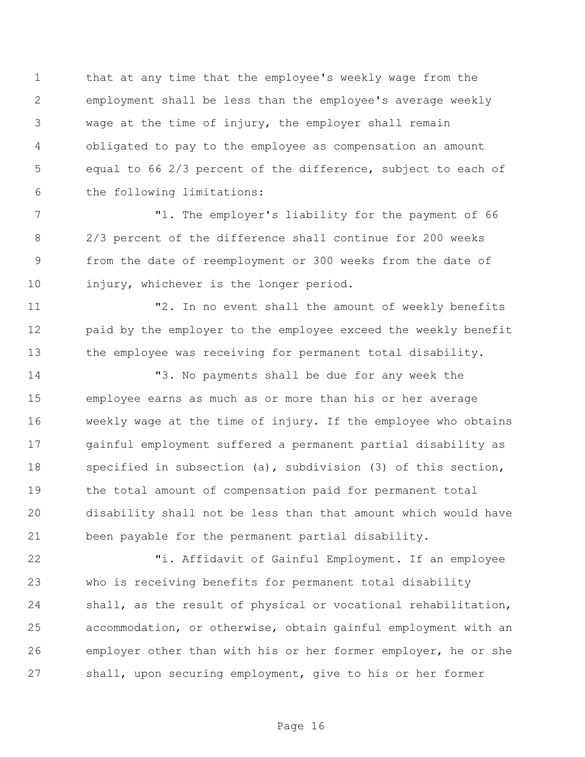that at any time that the employee's weekly wage from the employment shall be less than the employee's average weekly wage at the time of injury, the employer shall remain obligated to pay to the employee as compensation an amount equal to 66 2/3 percent of the difference, subject to each of the following limitations:

"1. The employer's liability for the payment of 66 2/3 percent of the difference shall continue for 200 weeks from the date of reemployment or 300 weeks from the date of injury, whichever is the longer period.

"2. In no event shall the amount of weekly benefits paid by the employer to the employee exceed the weekly benefit the employee was receiving for permanent total disability.

"3. No payments shall be due for any week the employee earns as much as or more than his or her average weekly wage at the time of injury. If the employee who obtains gainful employment suffered a permanent partial disability as specified in subsection (a), subdivision (3) of this section, the total amount of compensation paid for permanent total disability shall not be less than that amount which would have been payable for the permanent partial disability.

"i. Affidavit of Gainful Employment. If an employee who is receiving benefits for permanent total disability shall, as the result of physical or vocational rehabilitation, accommodation, or otherwise, obtain gainful employment with an employer other than with his or her former employer, he or she shall, upon securing employment, give to his or her former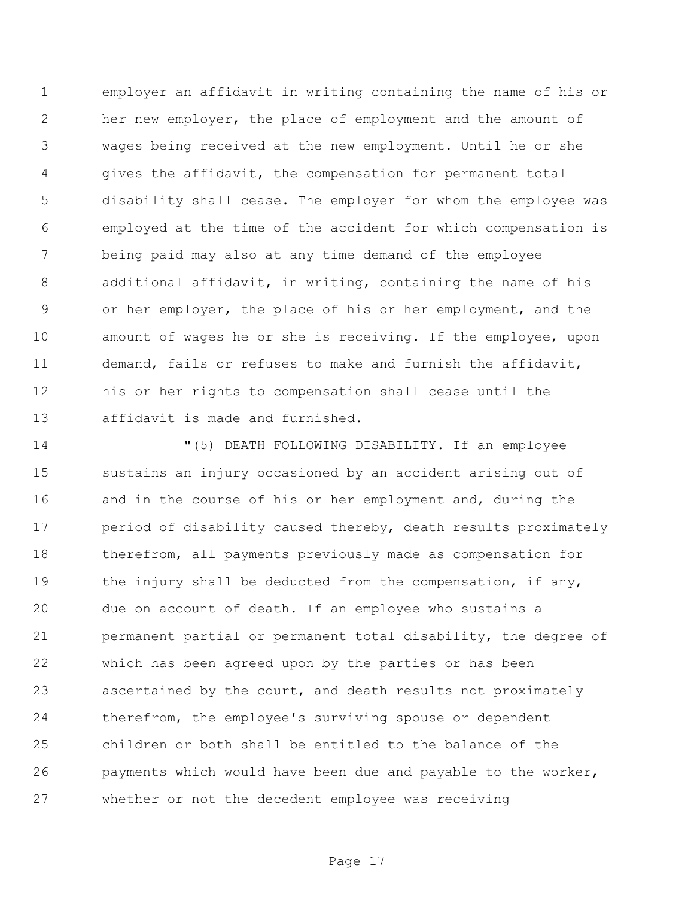employer an affidavit in writing containing the name of his or her new employer, the place of employment and the amount of wages being received at the new employment. Until he or she gives the affidavit, the compensation for permanent total disability shall cease. The employer for whom the employee was employed at the time of the accident for which compensation is being paid may also at any time demand of the employee additional affidavit, in writing, containing the name of his or her employer, the place of his or her employment, and the amount of wages he or she is receiving. If the employee, upon demand, fails or refuses to make and furnish the affidavit, his or her rights to compensation shall cease until the affidavit is made and furnished.

"(5) DEATH FOLLOWING DISABILITY. If an employee sustains an injury occasioned by an accident arising out of and in the course of his or her employment and, during the period of disability caused thereby, death results proximately therefrom, all payments previously made as compensation for the injury shall be deducted from the compensation, if any, due on account of death. If an employee who sustains a permanent partial or permanent total disability, the degree of which has been agreed upon by the parties or has been ascertained by the court, and death results not proximately therefrom, the employee's surviving spouse or dependent children or both shall be entitled to the balance of the payments which would have been due and payable to the worker, whether or not the decedent employee was receiving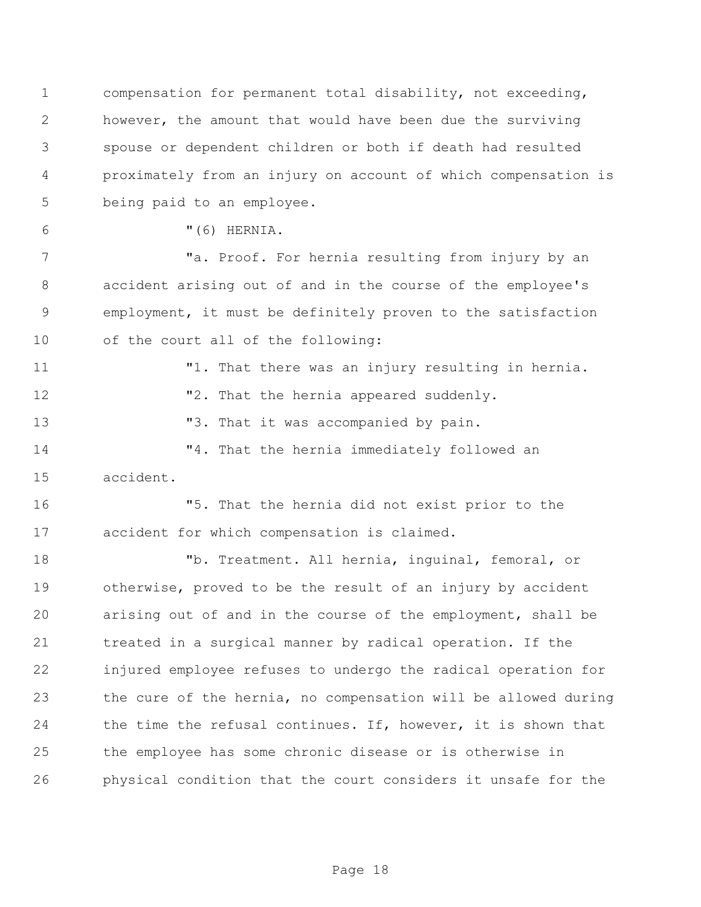compensation for permanent total disability, not exceeding, however, the amount that would have been due the surviving spouse or dependent children or both if death had resulted proximately from an injury on account of which compensation is being paid to an employee.

"(6) HERNIA.

"a. Proof. For hernia resulting from injury by an accident arising out of and in the course of the employee's employment, it must be definitely proven to the satisfaction of the court all of the following:

"1. That there was an injury resulting in hernia.

"2. That the hernia appeared suddenly.

"3. That it was accompanied by pain.

"4. That the hernia immediately followed an accident.

"5. That the hernia did not exist prior to the accident for which compensation is claimed.

"b. Treatment. All hernia, inguinal, femoral, or otherwise, proved to be the result of an injury by accident arising out of and in the course of the employment, shall be treated in a surgical manner by radical operation. If the injured employee refuses to undergo the radical operation for the cure of the hernia, no compensation will be allowed during the time the refusal continues. If, however, it is shown that the employee has some chronic disease or is otherwise in physical condition that the court considers it unsafe for the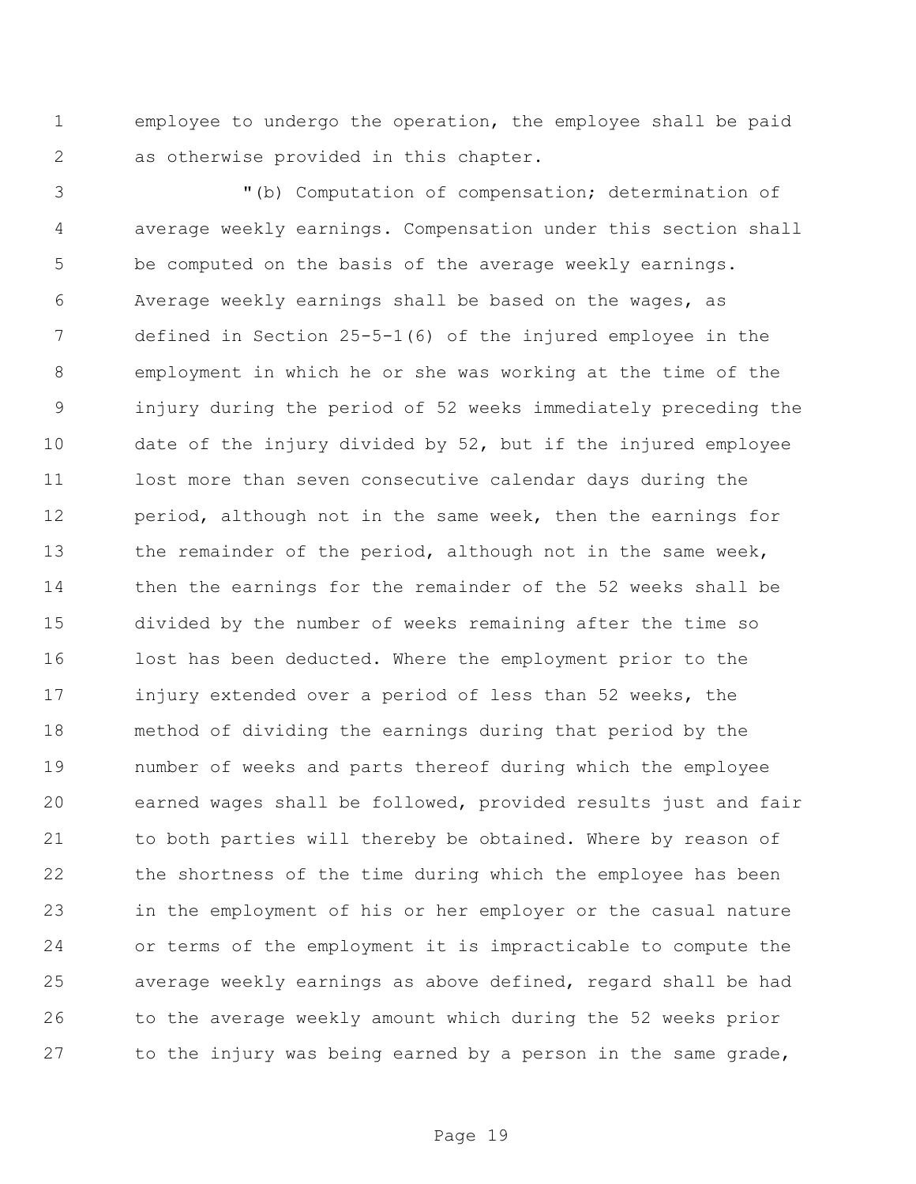employee to undergo the operation, the employee shall be paid as otherwise provided in this chapter.

"(b) Computation of compensation; determination of average weekly earnings. Compensation under this section shall be computed on the basis of the average weekly earnings. Average weekly earnings shall be based on the wages, as defined in Section 25-5-1(6) of the injured employee in the employment in which he or she was working at the time of the injury during the period of 52 weeks immediately preceding the date of the injury divided by 52, but if the injured employee lost more than seven consecutive calendar days during the period, although not in the same week, then the earnings for the remainder of the period, although not in the same week, then the earnings for the remainder of the 52 weeks shall be divided by the number of weeks remaining after the time so lost has been deducted. Where the employment prior to the injury extended over a period of less than 52 weeks, the method of dividing the earnings during that period by the number of weeks and parts thereof during which the employee earned wages shall be followed, provided results just and fair to both parties will thereby be obtained. Where by reason of the shortness of the time during which the employee has been in the employment of his or her employer or the casual nature or terms of the employment it is impracticable to compute the average weekly earnings as above defined, regard shall be had to the average weekly amount which during the 52 weeks prior to the injury was being earned by a person in the same grade,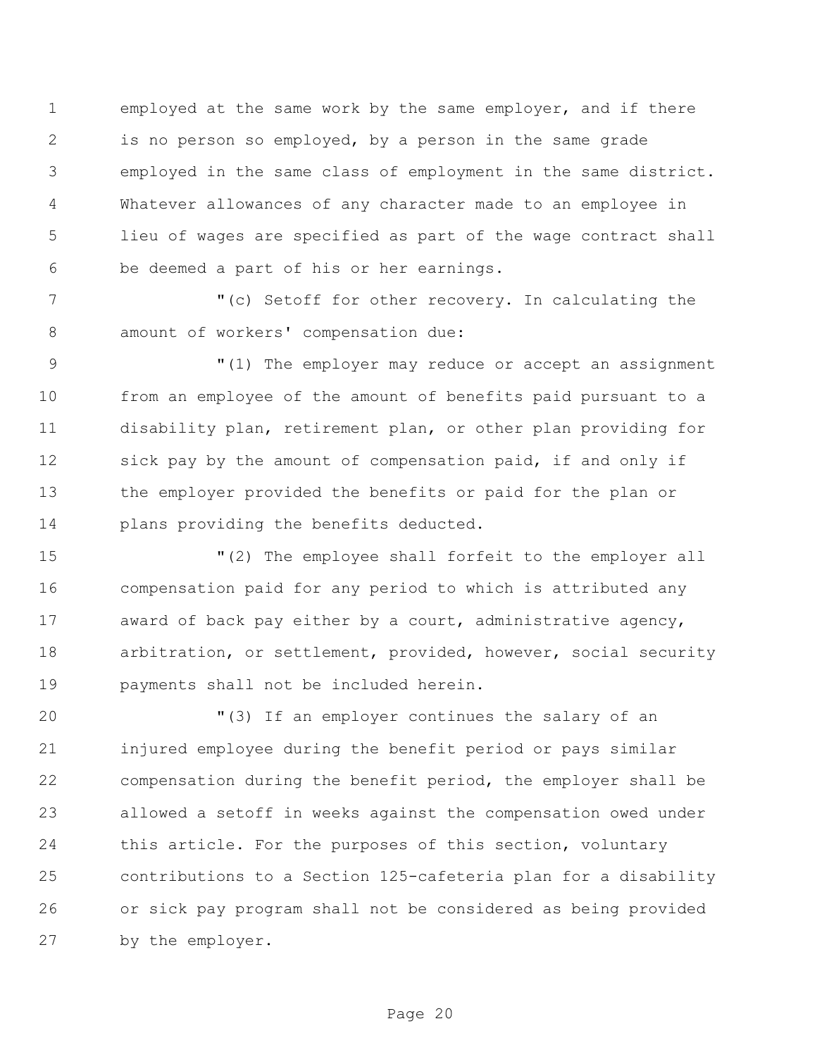employed at the same work by the same employer, and if there is no person so employed, by a person in the same grade employed in the same class of employment in the same district. Whatever allowances of any character made to an employee in lieu of wages are specified as part of the wage contract shall be deemed a part of his or her earnings.

"(c) Setoff for other recovery. In calculating the amount of workers' compensation due:

"(1) The employer may reduce or accept an assignment from an employee of the amount of benefits paid pursuant to a disability plan, retirement plan, or other plan providing for sick pay by the amount of compensation paid, if and only if the employer provided the benefits or paid for the plan or plans providing the benefits deducted.

"(2) The employee shall forfeit to the employer all compensation paid for any period to which is attributed any award of back pay either by a court, administrative agency, arbitration, or settlement, provided, however, social security payments shall not be included herein.

"(3) If an employer continues the salary of an injured employee during the benefit period or pays similar compensation during the benefit period, the employer shall be allowed a setoff in weeks against the compensation owed under this article. For the purposes of this section, voluntary contributions to a Section 125-cafeteria plan for a disability or sick pay program shall not be considered as being provided by the employer.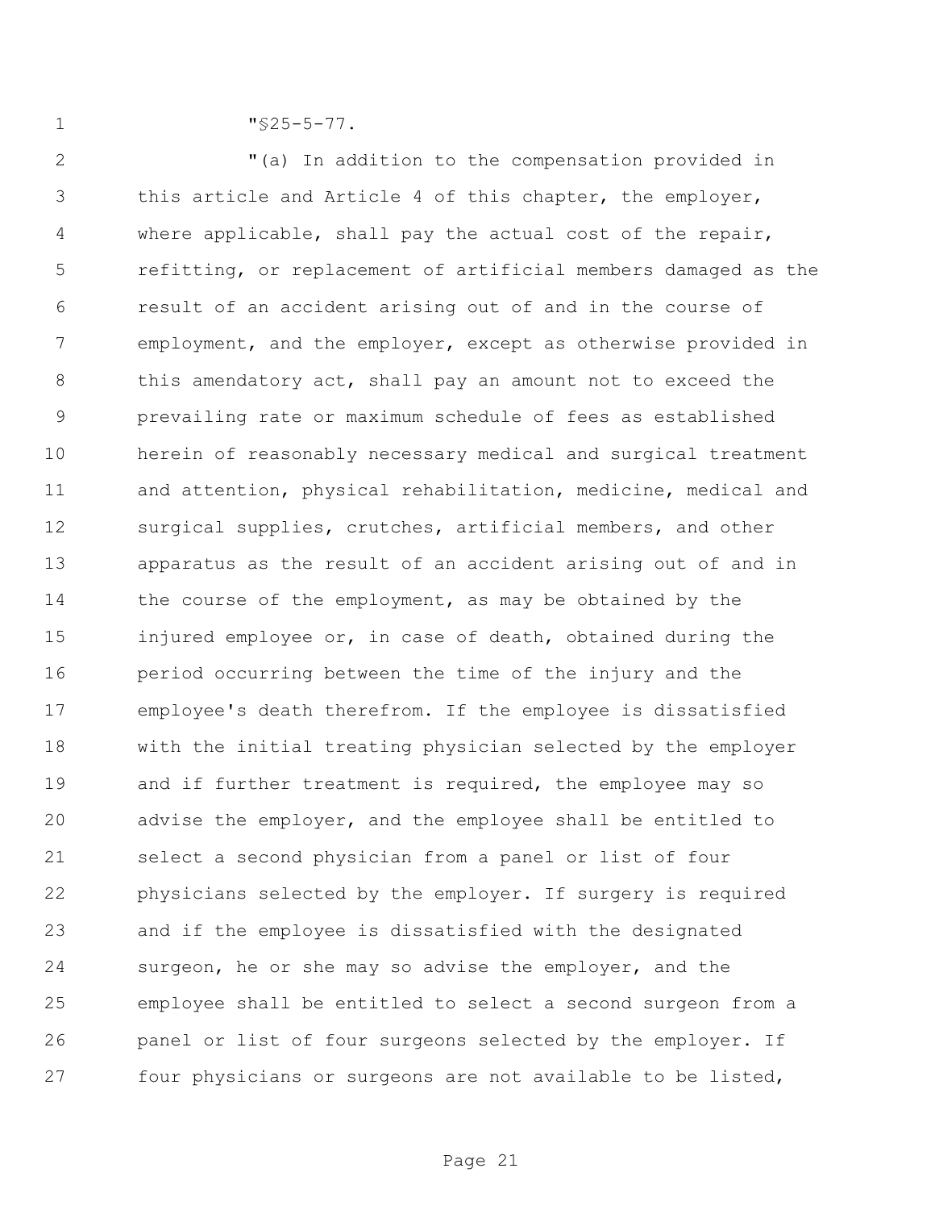"§25-5-77.

"(a) In addition to the compensation provided in this article and Article 4 of this chapter, the employer, where applicable, shall pay the actual cost of the repair, refitting, or replacement of artificial members damaged as the result of an accident arising out of and in the course of employment, and the employer, except as otherwise provided in this amendatory act, shall pay an amount not to exceed the prevailing rate or maximum schedule of fees as established herein of reasonably necessary medical and surgical treatment and attention, physical rehabilitation, medicine, medical and surgical supplies, crutches, artificial members, and other apparatus as the result of an accident arising out of and in the course of the employment, as may be obtained by the injured employee or, in case of death, obtained during the period occurring between the time of the injury and the employee's death therefrom. If the employee is dissatisfied with the initial treating physician selected by the employer and if further treatment is required, the employee may so advise the employer, and the employee shall be entitled to select a second physician from a panel or list of four physicians selected by the employer. If surgery is required and if the employee is dissatisfied with the designated surgeon, he or she may so advise the employer, and the employee shall be entitled to select a second surgeon from a panel or list of four surgeons selected by the employer. If four physicians or surgeons are not available to be listed,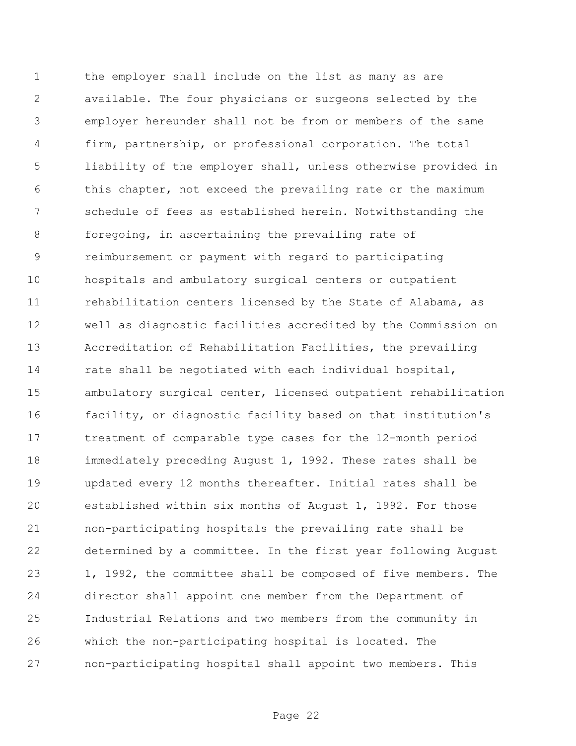the employer shall include on the list as many as are available. The four physicians or surgeons selected by the employer hereunder shall not be from or members of the same firm, partnership, or professional corporation. The total liability of the employer shall, unless otherwise provided in this chapter, not exceed the prevailing rate or the maximum schedule of fees as established herein. Notwithstanding the foregoing, in ascertaining the prevailing rate of reimbursement or payment with regard to participating hospitals and ambulatory surgical centers or outpatient rehabilitation centers licensed by the State of Alabama, as well as diagnostic facilities accredited by the Commission on Accreditation of Rehabilitation Facilities, the prevailing rate shall be negotiated with each individual hospital, ambulatory surgical center, licensed outpatient rehabilitation facility, or diagnostic facility based on that institution's treatment of comparable type cases for the 12-month period immediately preceding August 1, 1992. These rates shall be updated every 12 months thereafter. Initial rates shall be established within six months of August 1, 1992. For those non-participating hospitals the prevailing rate shall be determined by a committee. In the first year following August 1, 1992, the committee shall be composed of five members. The director shall appoint one member from the Department of Industrial Relations and two members from the community in which the non-participating hospital is located. The non-participating hospital shall appoint two members. This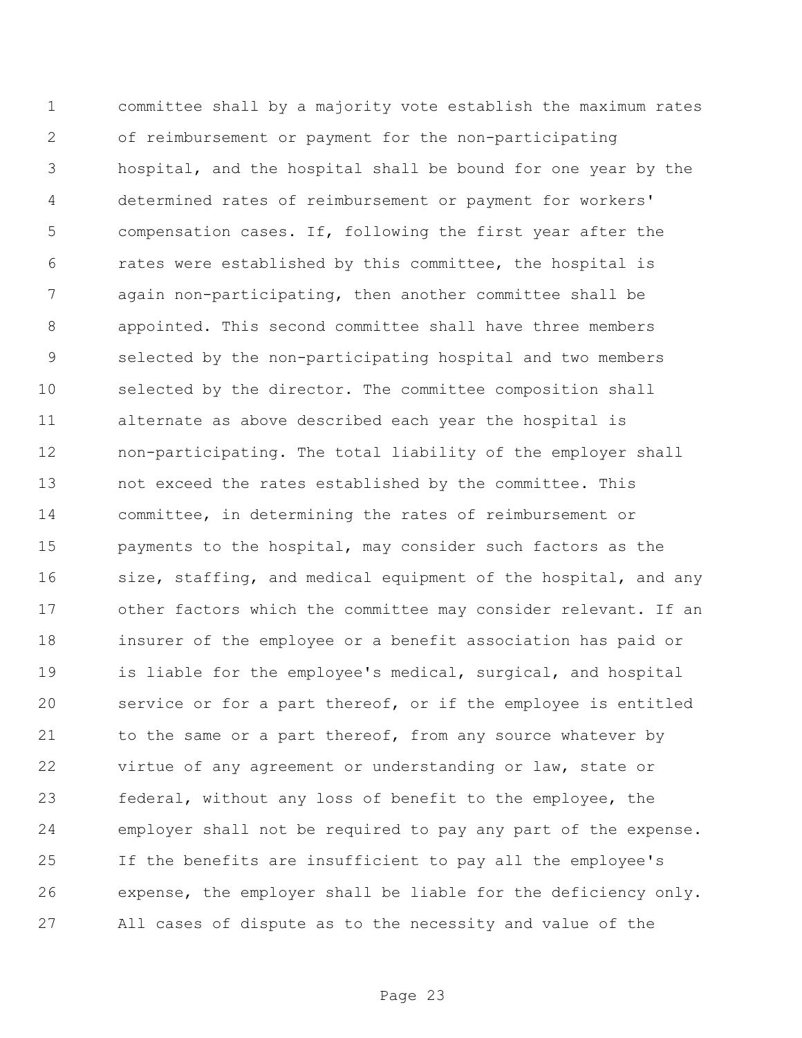committee shall by a majority vote establish the maximum rates of reimbursement or payment for the non-participating hospital, and the hospital shall be bound for one year by the determined rates of reimbursement or payment for workers' compensation cases. If, following the first year after the rates were established by this committee, the hospital is again non-participating, then another committee shall be appointed. This second committee shall have three members selected by the non-participating hospital and two members selected by the director. The committee composition shall alternate as above described each year the hospital is non-participating. The total liability of the employer shall not exceed the rates established by the committee. This committee, in determining the rates of reimbursement or payments to the hospital, may consider such factors as the size, staffing, and medical equipment of the hospital, and any other factors which the committee may consider relevant. If an insurer of the employee or a benefit association has paid or is liable for the employee's medical, surgical, and hospital service or for a part thereof, or if the employee is entitled to the same or a part thereof, from any source whatever by virtue of any agreement or understanding or law, state or federal, without any loss of benefit to the employee, the employer shall not be required to pay any part of the expense. If the benefits are insufficient to pay all the employee's expense, the employer shall be liable for the deficiency only. All cases of dispute as to the necessity and value of the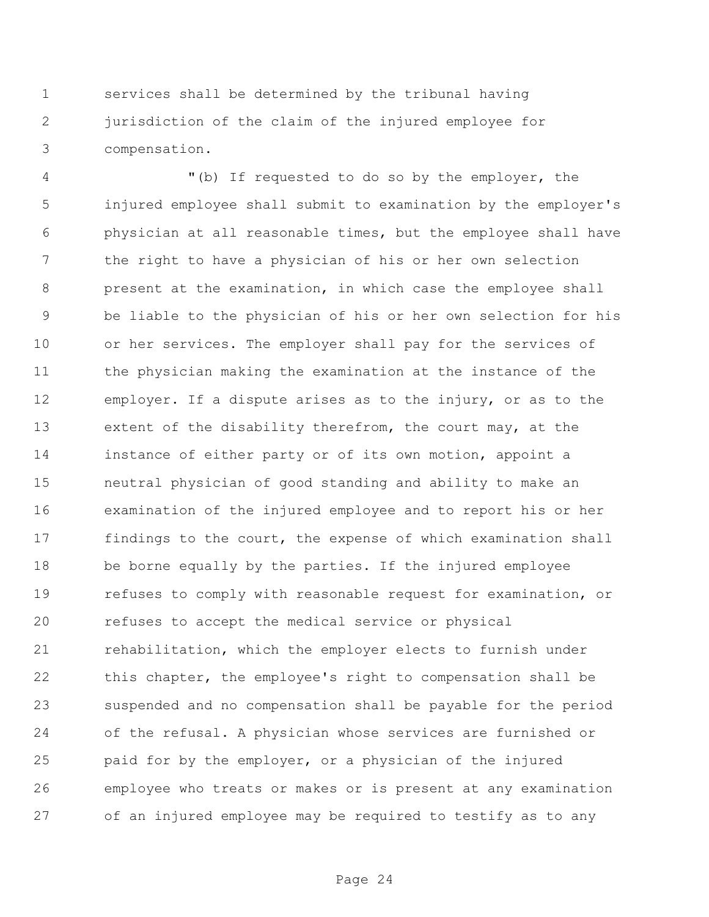services shall be determined by the tribunal having jurisdiction of the claim of the injured employee for compensation.

"(b) If requested to do so by the employer, the injured employee shall submit to examination by the employer's physician at all reasonable times, but the employee shall have the right to have a physician of his or her own selection present at the examination, in which case the employee shall be liable to the physician of his or her own selection for his or her services. The employer shall pay for the services of the physician making the examination at the instance of the employer. If a dispute arises as to the injury, or as to the extent of the disability therefrom, the court may, at the instance of either party or of its own motion, appoint a neutral physician of good standing and ability to make an examination of the injured employee and to report his or her findings to the court, the expense of which examination shall be borne equally by the parties. If the injured employee refuses to comply with reasonable request for examination, or refuses to accept the medical service or physical rehabilitation, which the employer elects to furnish under this chapter, the employee's right to compensation shall be suspended and no compensation shall be payable for the period of the refusal. A physician whose services are furnished or paid for by the employer, or a physician of the injured employee who treats or makes or is present at any examination of an injured employee may be required to testify as to any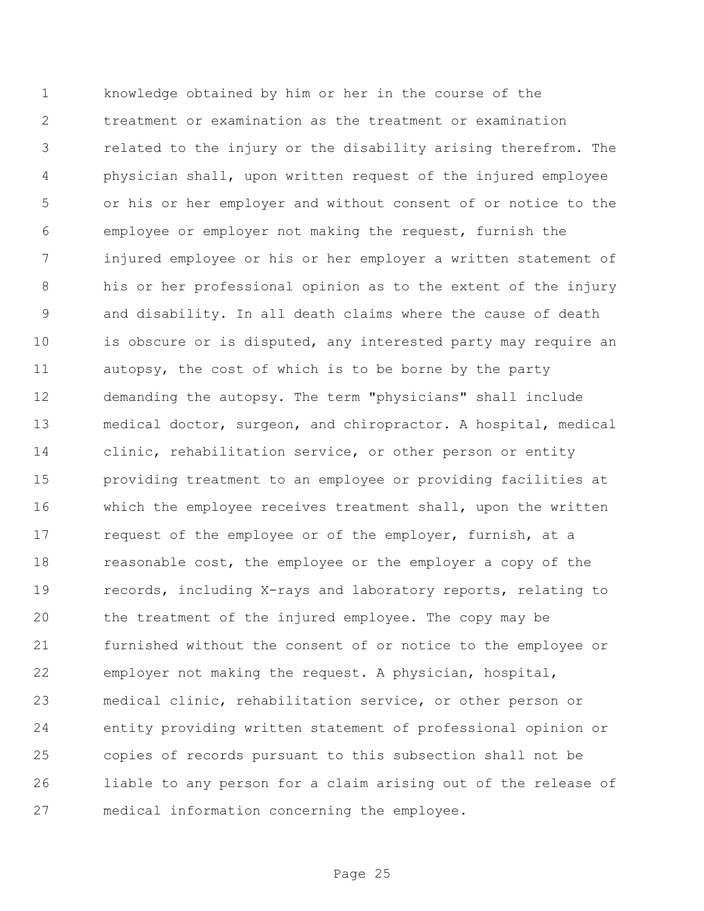knowledge obtained by him or her in the course of the treatment or examination as the treatment or examination related to the injury or the disability arising therefrom. The physician shall, upon written request of the injured employee or his or her employer and without consent of or notice to the employee or employer not making the request, furnish the injured employee or his or her employer a written statement of his or her professional opinion as to the extent of the injury and disability. In all death claims where the cause of death is obscure or is disputed, any interested party may require an autopsy, the cost of which is to be borne by the party demanding the autopsy. The term "physicians" shall include medical doctor, surgeon, and chiropractor. A hospital, medical clinic, rehabilitation service, or other person or entity providing treatment to an employee or providing facilities at which the employee receives treatment shall, upon the written request of the employee or of the employer, furnish, at a reasonable cost, the employee or the employer a copy of the records, including X-rays and laboratory reports, relating to the treatment of the injured employee. The copy may be furnished without the consent of or notice to the employee or employer not making the request. A physician, hospital, medical clinic, rehabilitation service, or other person or entity providing written statement of professional opinion or copies of records pursuant to this subsection shall not be liable to any person for a claim arising out of the release of medical information concerning the employee.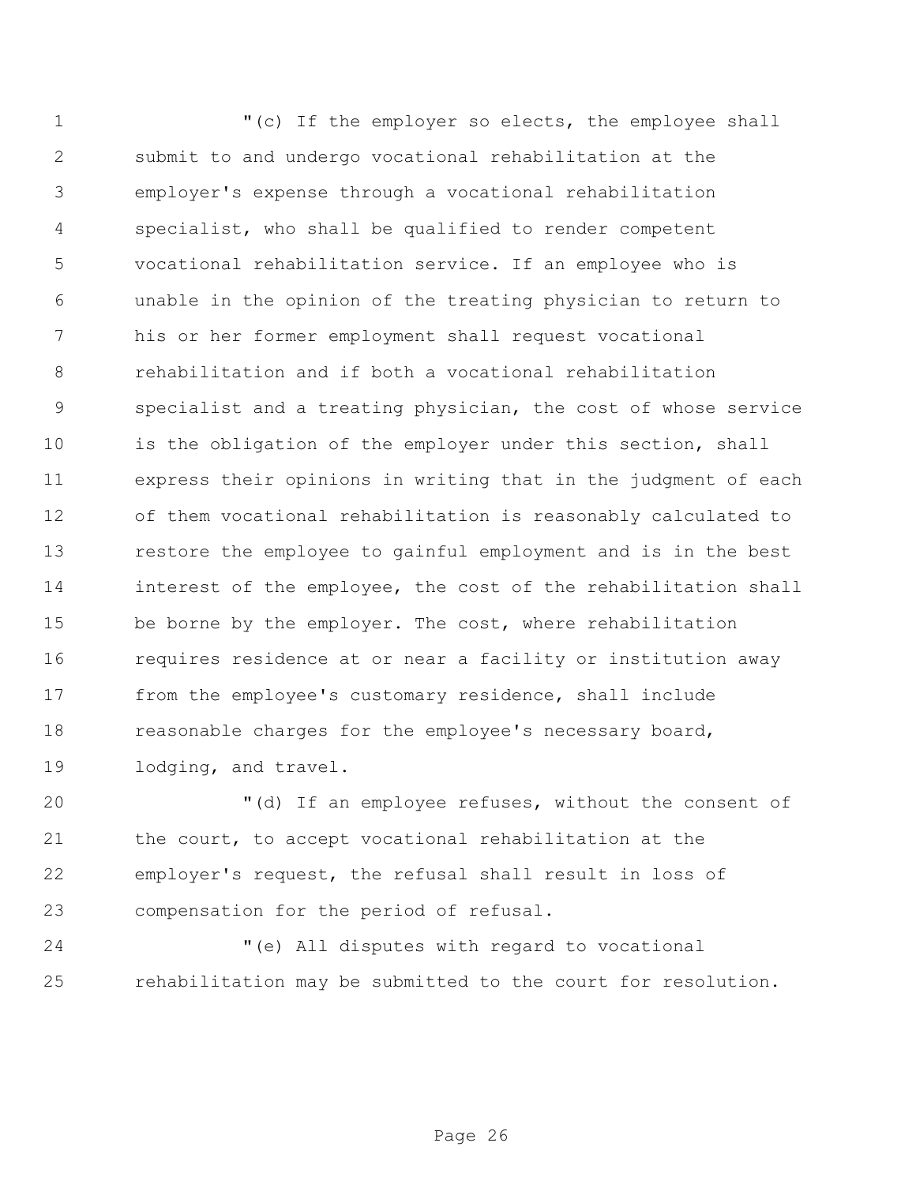"(c) If the employer so elects, the employee shall submit to and undergo vocational rehabilitation at the employer's expense through a vocational rehabilitation specialist, who shall be qualified to render competent vocational rehabilitation service. If an employee who is unable in the opinion of the treating physician to return to his or her former employment shall request vocational rehabilitation and if both a vocational rehabilitation specialist and a treating physician, the cost of whose service is the obligation of the employer under this section, shall express their opinions in writing that in the judgment of each of them vocational rehabilitation is reasonably calculated to restore the employee to gainful employment and is in the best interest of the employee, the cost of the rehabilitation shall be borne by the employer. The cost, where rehabilitation requires residence at or near a facility or institution away from the employee's customary residence, shall include reasonable charges for the employee's necessary board, lodging, and travel.

"(d) If an employee refuses, without the consent of the court, to accept vocational rehabilitation at the employer's request, the refusal shall result in loss of compensation for the period of refusal.

"(e) All disputes with regard to vocational rehabilitation may be submitted to the court for resolution.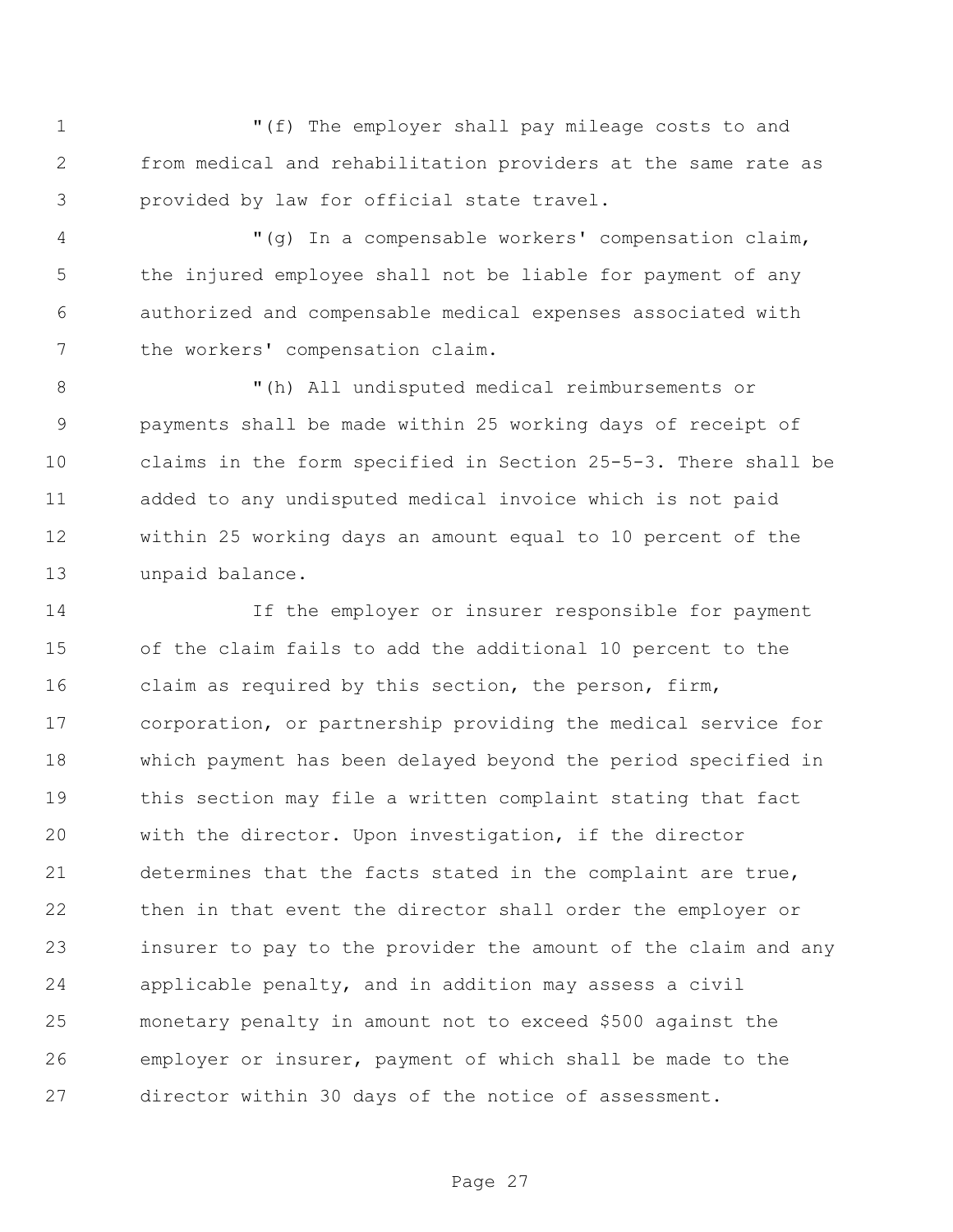"(f) The employer shall pay mileage costs to and from medical and rehabilitation providers at the same rate as provided by law for official state travel.

"(g) In a compensable workers' compensation claim, the injured employee shall not be liable for payment of any authorized and compensable medical expenses associated with the workers' compensation claim.

"(h) All undisputed medical reimbursements or payments shall be made within 25 working days of receipt of claims in the form specified in Section 25-5-3. There shall be added to any undisputed medical invoice which is not paid within 25 working days an amount equal to 10 percent of the unpaid balance.

If the employer or insurer responsible for payment of the claim fails to add the additional 10 percent to the claim as required by this section, the person, firm, corporation, or partnership providing the medical service for which payment has been delayed beyond the period specified in this section may file a written complaint stating that fact with the director. Upon investigation, if the director determines that the facts stated in the complaint are true, then in that event the director shall order the employer or insurer to pay to the provider the amount of the claim and any applicable penalty, and in addition may assess a civil monetary penalty in amount not to exceed $500 against the employer or insurer, payment of which shall be made to the director within 30 days of the notice of assessment.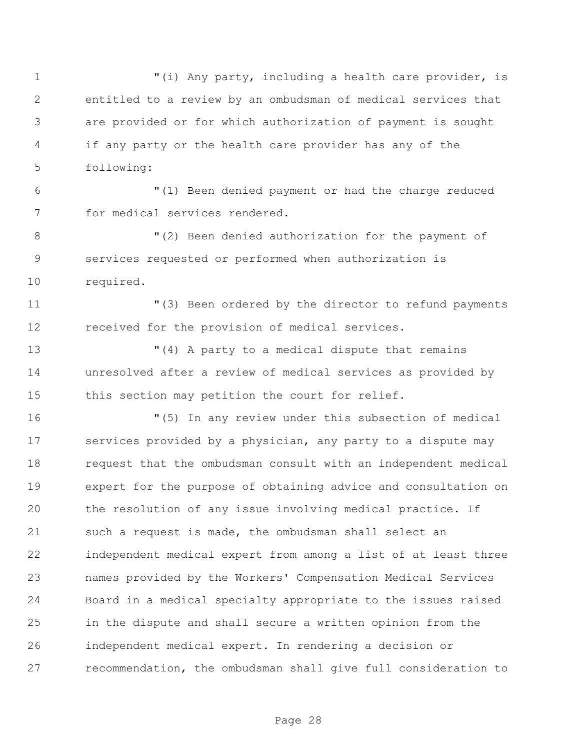"(i) Any party, including a health care provider, is entitled to a review by an ombudsman of medical services that are provided or for which authorization of payment is sought if any party or the health care provider has any of the following:

"(1) Been denied payment or had the charge reduced for medical services rendered.

"(2) Been denied authorization for the payment of services requested or performed when authorization is required.

"(3) Been ordered by the director to refund payments received for the provision of medical services.

"(4) A party to a medical dispute that remains unresolved after a review of medical services as provided by this section may petition the court for relief.

"(5) In any review under this subsection of medical services provided by a physician, any party to a dispute may request that the ombudsman consult with an independent medical expert for the purpose of obtaining advice and consultation on the resolution of any issue involving medical practice. If such a request is made, the ombudsman shall select an independent medical expert from among a list of at least three names provided by the Workers' Compensation Medical Services Board in a medical specialty appropriate to the issues raised in the dispute and shall secure a written opinion from the independent medical expert. In rendering a decision or recommendation, the ombudsman shall give full consideration to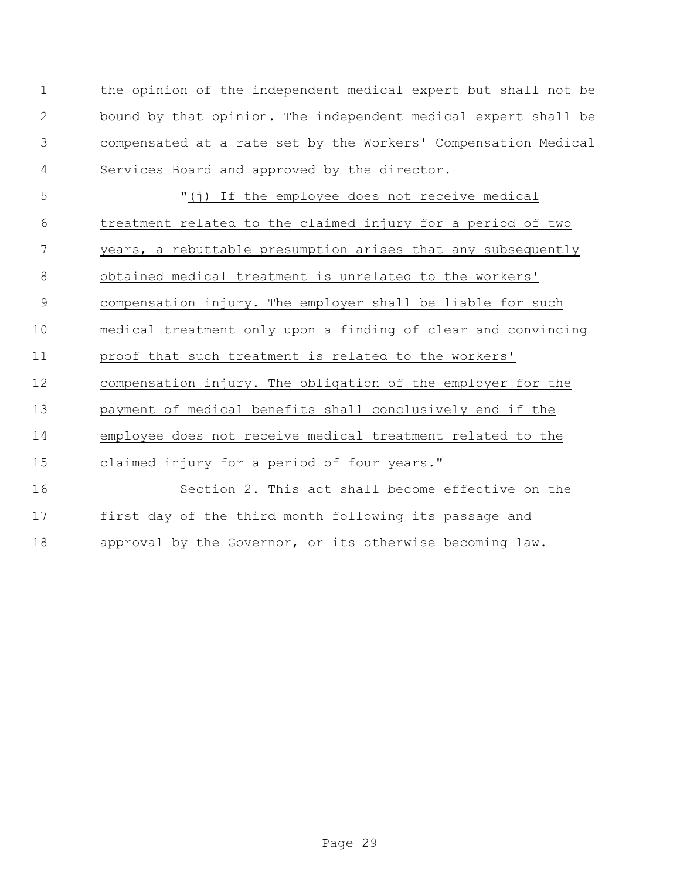the opinion of the independent medical expert but shall not be bound by that opinion. The independent medical expert shall be compensated at a rate set by the Workers' Compensation Medical Services Board and approved by the director.

"(j) If the employee does not receive medical treatment related to the claimed injury for a period of two years, a rebuttable presumption arises that any subsequently obtained medical treatment is unrelated to the workers' compensation injury. The employer shall be liable for such medical treatment only upon a finding of clear and convincing proof that such treatment is related to the workers' compensation injury. The obligation of the employer for the payment of medical benefits shall conclusively end if the employee does not receive medical treatment related to the claimed injury for a period of four years."

Section 2. This act shall become effective on the first day of the third month following its passage and approval by the Governor, or its otherwise becoming law.